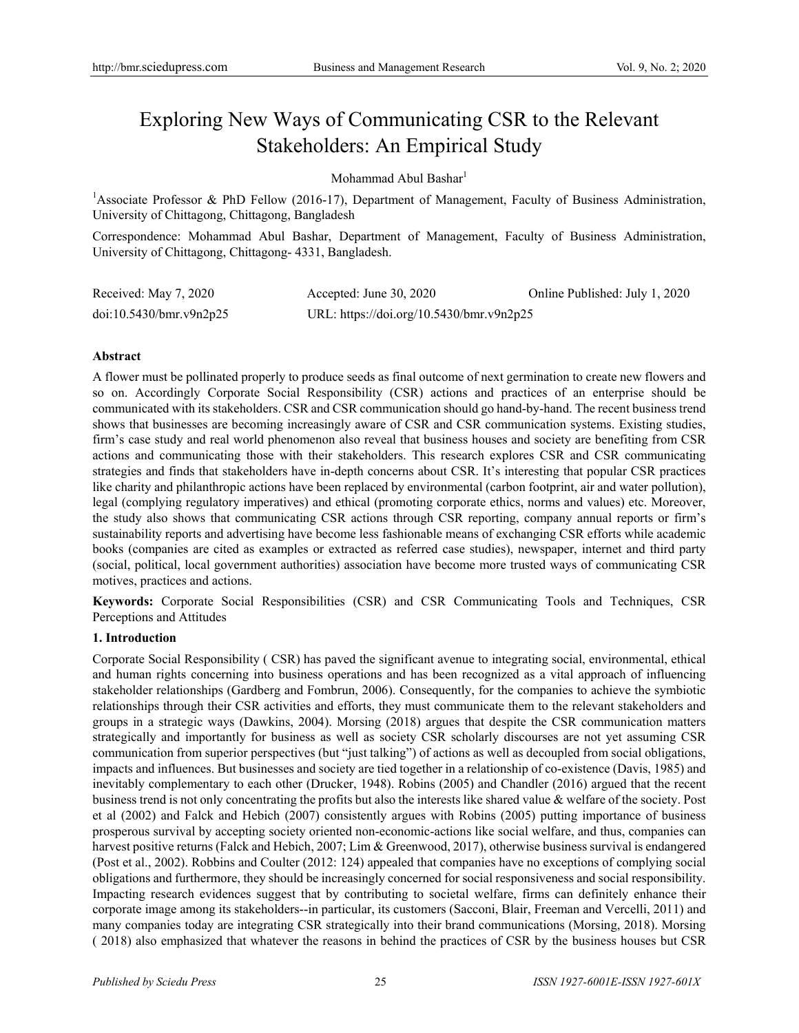# Exploring New Ways of Communicating CSR to the Relevant Stakeholders: An Empirical Study

Mohammad Abul Bashar[1]

[1]Associate Professor & PhD Fellow (2016-17), Department of Management, Faculty of Business Administration, University of Chittagong, Chittagong, Bangladesh

Correspondence: Mohammad Abul Bashar, Department of Management, Faculty of Business Administration, University of Chittagong, Chittagong- 4331, Bangladesh.

Received: May 7, 2020 Accepted: June 30, 2020 Online Published: July 1, 2020

doi:10.5430/bmr.v9n2p25 URL: https://doi.org/10.5430/bmr.v9n2p25

**Abstract**

A flower must be pollinated properly to produce seeds as final outcome of next germination to create new flowers and so on. Accordingly Corporate Social Responsibility (CSR) actions and practices of an enterprise should be communicated with its stakeholders. CSR and CSR communication should go hand-by-hand. The recent business trend shows that businesses are becoming increasingly aware of CSR and CSR communication systems. Existing studies, firm's case study and real world phenomenon also reveal that business houses and society are benefiting from CSR actions and communicating those with their stakeholders. This research explores CSR and CSR communicating strategies and finds that stakeholders have in-depth concerns about CSR. It's interesting that popular CSR practices like charity and philanthropic actions have been replaced by environmental (carbon footprint, air and water pollution), legal (complying regulatory imperatives) and ethical (promoting corporate ethics, norms and values) etc. Moreover, the study also shows that communicating CSR actions through CSR reporting, company annual reports or firm's sustainability reports and advertising have become less fashionable means of exchanging CSR efforts while academic books (companies are cited as examples or extracted as referred case studies), newspaper, internet and third party (social, political, local government authorities) association have become more trusted ways of communicating CSR motives, practices and actions.

**Keywords:** Corporate Social Responsibilities (CSR) and CSR Communicating Tools and Techniques, CSR Perceptions and Attitudes

## 1. Introduction

Corporate Social Responsibility ( CSR) has paved the significant avenue to integrating social, environmental, ethical and human rights concerning into business operations and has been recognized as a vital approach of influencing stakeholder relationships (Gardberg and Fombrun, 2006). Consequently, for the companies to achieve the symbiotic relationships through their CSR activities and efforts, they must communicate them to the relevant stakeholders and groups in a strategic ways (Dawkins, 2004). Morsing (2018) argues that despite the CSR communication matters strategically and importantly for business as well as society CSR scholarly discourses are not yet assuming CSR communication from superior perspectives (but "just talking") of actions as well as decoupled from social obligations, impacts and influences. But businesses and society are tied together in a relationship of co-existence (Davis, 1985) and inevitably complementary to each other (Drucker, 1948). Robins (2005) and Chandler (2016) argued that the recent business trend is not only concentrating the profits but also the interests like shared value & welfare of the society. Post et al (2002) and Falck and Hebich (2007) consistently argues with Robins (2005) putting importance of business prosperous survival by accepting society oriented non-economic-actions like social welfare, and thus, companies can harvest positive returns (Falck and Hebich, 2007; Lim & Greenwood, 2017), otherwise business survival is endangered (Post et al., 2002). Robbins and Coulter (2012: 124) appealed that companies have no exceptions of complying social obligations and furthermore, they should be increasingly concerned for social responsiveness and social responsibility. Impacting research evidences suggest that by contributing to societal welfare, firms can definitely enhance their corporate image among its stakeholders--in particular, its customers (Sacconi, Blair, Freeman and Vercelli, 2011) and many companies today are integrating CSR strategically into their brand communications (Morsing, 2018). Morsing ( 2018) also emphasized that whatever the reasons in behind the practices of CSR by the business houses but CSR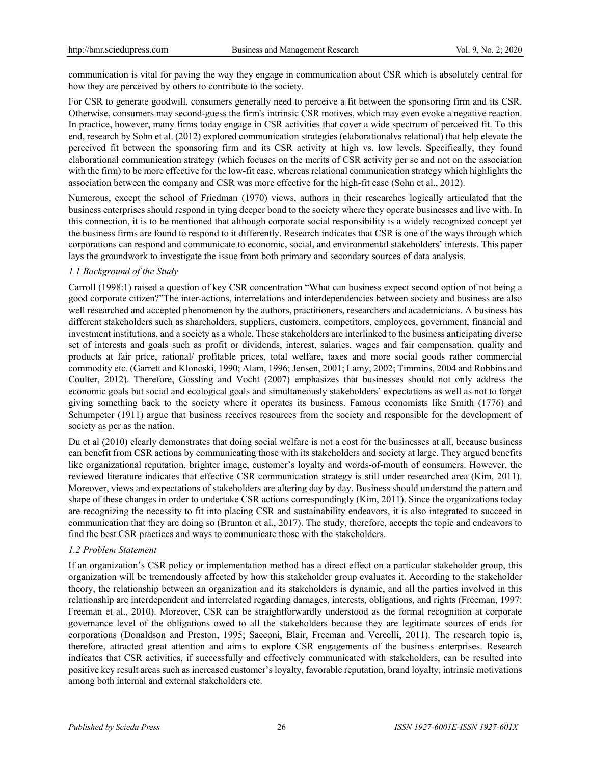communication is vital for paving the way they engage in communication about CSR which is absolutely central for how they are perceived by others to contribute to the society.

For CSR to generate goodwill, consumers generally need to perceive a fit between the sponsoring firm and its CSR. Otherwise, consumers may second-guess the firm's intrinsic CSR motives, which may even evoke a negative reaction. In practice, however, many firms today engage in CSR activities that cover a wide spectrum of perceived fit. To this end, research by Sohn et al. (2012) explored communication strategies (elaborationalvs relational) that help elevate the perceived fit between the sponsoring firm and its CSR activity at high vs. low levels. Specifically, they found elaborational communication strategy (which focuses on the merits of CSR activity per se and not on the association with the firm) to be more effective for the low-fit case, whereas relational communication strategy which highlights the association between the company and CSR was more effective for the high-fit case (Sohn et al., 2012).

Numerous, except the school of Friedman (1970) views, authors in their researches logically articulated that the business enterprises should respond in tying deeper bond to the society where they operate businesses and live with. In this connection, it is to be mentioned that although corporate social responsibility is a widely recognized concept yet the business firms are found to respond to it differently. Research indicates that CSR is one of the ways through which corporations can respond and communicate to economic, social, and environmental stakeholders' interests. This paper lays the groundwork to investigate the issue from both primary and secondary sources of data analysis.

### *1.1 Background of the Study*

Carroll (1998:1) raised a question of key CSR concentration "What can business expect second option of not being a good corporate citizen?"The inter-actions, interrelations and interdependencies between society and business are also well researched and accepted phenomenon by the authors, practitioners, researchers and academicians. A business has different stakeholders such as shareholders, suppliers, customers, competitors, employees, government, financial and investment institutions, and a society as a whole. These stakeholders are interlinked to the business anticipating diverse set of interests and goals such as profit or dividends, interest, salaries, wages and fair compensation, quality and products at fair price, rational/ profitable prices, total welfare, taxes and more social goods rather commercial commodity etc. (Garrett and Klonoski, 1990; Alam, 1996; Jensen, 2001; Lamy, 2002; Timmins, 2004 and Robbins and Coulter, 2012). Therefore, Gossling and Vocht (2007) emphasizes that businesses should not only address the economic goals but social and ecological goals and simultaneously stakeholders' expectations as well as not to forget giving something back to the society where it operates its business. Famous economists like Smith (1776) and Schumpeter (1911) argue that business receives resources from the society and responsible for the development of society as per as the nation.

Du et al (2010) clearly demonstrates that doing social welfare is not a cost for the businesses at all, because business can benefit from CSR actions by communicating those with its stakeholders and society at large. They argued benefits like organizational reputation, brighter image, customer's loyalty and words-of-mouth of consumers. However, the reviewed literature indicates that effective CSR communication strategy is still under researched area (Kim, 2011). Moreover, views and expectations of stakeholders are altering day by day. Business should understand the pattern and shape of these changes in order to undertake CSR actions correspondingly (Kim, 2011). Since the organizations today are recognizing the necessity to fit into placing CSR and sustainability endeavors, it is also integrated to succeed in communication that they are doing so (Brunton et al., 2017). The study, therefore, accepts the topic and endeavors to find the best CSR practices and ways to communicate those with the stakeholders.

### *1.2 Problem Statement*

If an organization's CSR policy or implementation method has a direct effect on a particular stakeholder group, this organization will be tremendously affected by how this stakeholder group evaluates it. According to the stakeholder theory, the relationship between an organization and its stakeholders is dynamic, and all the parties involved in this relationship are interdependent and interrelated regarding damages, interests, obligations, and rights (Freeman, 1997: Freeman et al., 2010). Moreover, CSR can be straightforwardly understood as the formal recognition at corporate governance level of the obligations owed to all the stakeholders because they are legitimate sources of ends for corporations (Donaldson and Preston, 1995; Sacconi, Blair, Freeman and Vercelli, 2011). The research topic is, therefore, attracted great attention and aims to explore CSR engagements of the business enterprises. Research indicates that CSR activities, if successfully and effectively communicated with stakeholders, can be resulted into positive key result areas such as increased customer's loyalty, favorable reputation, brand loyalty, intrinsic motivations among both internal and external stakeholders etc.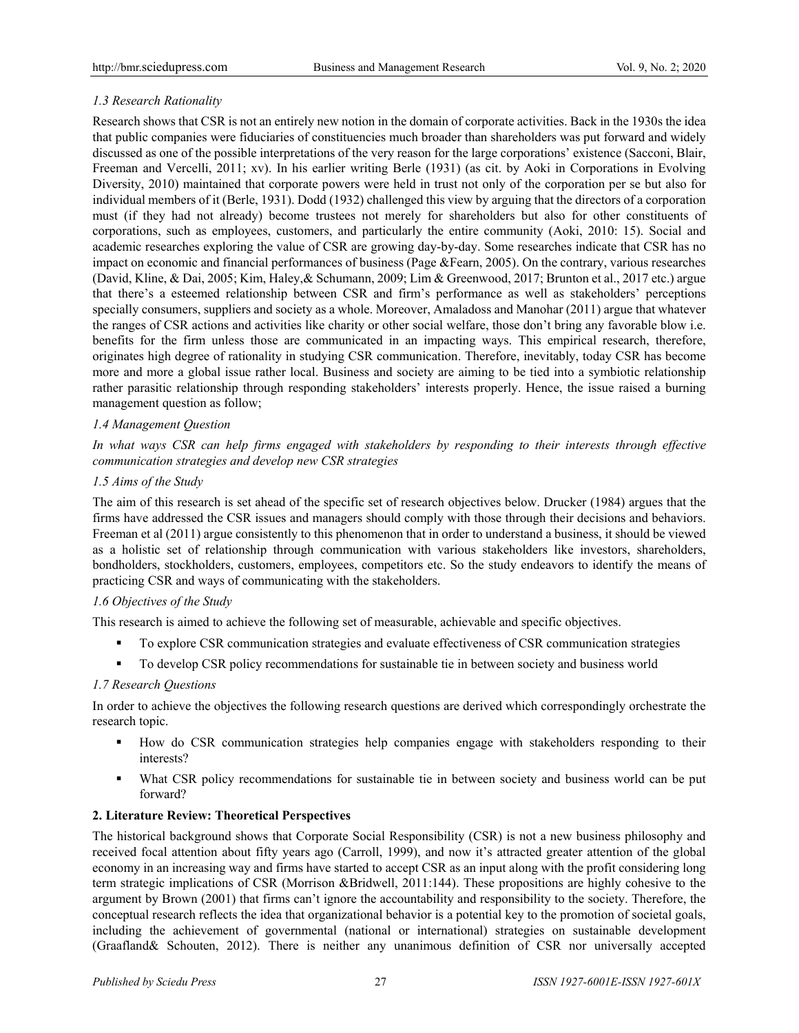*1.3 Research Rationality*

Research shows that CSR is not an entirely new notion in the domain of corporate activities. Back in the 1930s the idea that public companies were fiduciaries of constituencies much broader than shareholders was put forward and widely discussed as one of the possible interpretations of the very reason for the large corporations' existence (Sacconi, Blair, Freeman and Vercelli, 2011; xv). In his earlier writing Berle (1931) (as cit. by Aoki in Corporations in Evolving Diversity, 2010) maintained that corporate powers were held in trust not only of the corporation per se but also for individual members of it (Berle, 1931). Dodd (1932) challenged this view by arguing that the directors of a corporation must (if they had not already) become trustees not merely for shareholders but also for other constituents of corporations, such as employees, customers, and particularly the entire community (Aoki, 2010: 15). Social and academic researches exploring the value of CSR are growing day-by-day. Some researches indicate that CSR has no impact on economic and financial performances of business (Page &Fearn, 2005). On the contrary, various researches (David, Kline, & Dai, 2005; Kim, Haley,& Schumann, 2009; Lim & Greenwood, 2017; Brunton et al., 2017 etc.) argue that there's a esteemed relationship between CSR and firm's performance as well as stakeholders' perceptions specially consumers, suppliers and society as a whole. Moreover, Amaladoss and Manohar (2011) argue that whatever the ranges of CSR actions and activities like charity or other social welfare, those don't bring any favorable blow i.e. benefits for the firm unless those are communicated in an impacting ways. This empirical research, therefore, originates high degree of rationality in studying CSR communication. Therefore, inevitably, today CSR has become more and more a global issue rather local. Business and society are aiming to be tied into a symbiotic relationship rather parasitic relationship through responding stakeholders' interests properly. Hence, the issue raised a burning management question as follow;

*1.4 Management Question*

*In what ways CSR can help firms engaged with stakeholders by responding to their interests through effective communication strategies and develop new CSR strategies*

*1.5 Aims of the Study*

The aim of this research is set ahead of the specific set of research objectives below. Drucker (1984) argues that the firms have addressed the CSR issues and managers should comply with those through their decisions and behaviors. Freeman et al (2011) argue consistently to this phenomenon that in order to understand a business, it should be viewed as a holistic set of relationship through communication with various stakeholders like investors, shareholders, bondholders, stockholders, customers, employees, competitors etc. So the study endeavors to identify the means of practicing CSR and ways of communicating with the stakeholders.

*1.6 Objectives of the Study*

This research is aimed to achieve the following set of measurable, achievable and specific objectives.

- To explore CSR communication strategies and evaluate effectiveness of CSR communication strategies
- To develop CSR policy recommendations for sustainable tie in between society and business world

*1.7 Research Questions*

In order to achieve the objectives the following research questions are derived which correspondingly orchestrate the research topic.

- How do CSR communication strategies help companies engage with stakeholders responding to their interests?
- What CSR policy recommendations for sustainable tie in between society and business world can be put forward?

## 2. Literature Review: Theoretical Perspectives

The historical background shows that Corporate Social Responsibility (CSR) is not a new business philosophy and received focal attention about fifty years ago (Carroll, 1999), and now it's attracted greater attention of the global economy in an increasing way and firms have started to accept CSR as an input along with the profit considering long term strategic implications of CSR (Morrison &Bridwell, 2011:144). These propositions are highly cohesive to the argument by Brown (2001) that firms can't ignore the accountability and responsibility to the society. Therefore, the conceptual research reflects the idea that organizational behavior is a potential key to the promotion of societal goals, including the achievement of governmental (national or international) strategies on sustainable development (Graafland& Schouten, 2012). There is neither any unanimous definition of CSR nor universally accepted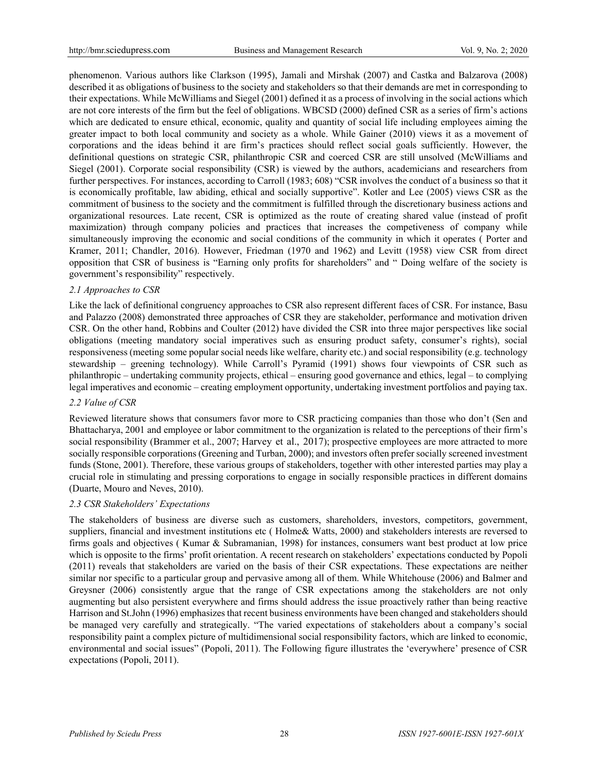phenomenon. Various authors like Clarkson (1995), Jamali and Mirshak (2007) and Castka and Balzarova (2008) described it as obligations of business to the society and stakeholders so that their demands are met in corresponding to their expectations. While McWilliams and Siegel (2001) defined it as a process of involving in the social actions which are not core interests of the firm but the feel of obligations. WBCSD (2000) defined CSR as a series of firm's actions which are dedicated to ensure ethical, economic, quality and quantity of social life including employees aiming the greater impact to both local community and society as a whole. While Gainer (2010) views it as a movement of corporations and the ideas behind it are firm's practices should reflect social goals sufficiently. However, the definitional questions on strategic CSR, philanthropic CSR and coerced CSR are still unsolved (McWilliams and Siegel (2001). Corporate social responsibility (CSR) is viewed by the authors, academicians and researchers from further perspectives. For instances, according to Carroll (1983; 608) "CSR involves the conduct of a business so that it is economically profitable, law abiding, ethical and socially supportive". Kotler and Lee (2005) views CSR as the commitment of business to the society and the commitment is fulfilled through the discretionary business actions and organizational resources. Late recent, CSR is optimized as the route of creating shared value (instead of profit maximization) through company policies and practices that increases the competiveness of company while simultaneously improving the economic and social conditions of the community in which it operates ( Porter and Kramer, 2011; Chandler, 2016). However, Friedman (1970 and 1962) and Levitt (1958) view CSR from direct opposition that CSR of business is "Earning only profits for shareholders" and " Doing welfare of the society is government's responsibility" respectively.

### *2.1 Approaches to CSR*

Like the lack of definitional congruency approaches to CSR also represent different faces of CSR. For instance, Basu and Palazzo (2008) demonstrated three approaches of CSR they are stakeholder, performance and motivation driven CSR. On the other hand, Robbins and Coulter (2012) have divided the CSR into three major perspectives like social obligations (meeting mandatory social imperatives such as ensuring product safety, consumer's rights), social responsiveness (meeting some popular social needs like welfare, charity etc.) and social responsibility (e.g. technology stewardship – greening technology). While Carroll's Pyramid (1991) shows four viewpoints of CSR such as philanthropic – undertaking community projects, ethical – ensuring good governance and ethics, legal – to complying legal imperatives and economic – creating employment opportunity, undertaking investment portfolios and paying tax.

### *2.2 Value of CSR*

Reviewed literature shows that consumers favor more to CSR practicing companies than those who don't (Sen and Bhattacharya, 2001 and employee or labor commitment to the organization is related to the perceptions of their firm's social responsibility (Brammer et al., 2007; Harvey et al., 2017); prospective employees are more attracted to more socially responsible corporations (Greening and Turban, 2000); and investors often prefer socially screened investment funds (Stone, 2001). Therefore, these various groups of stakeholders, together with other interested parties may play a crucial role in stimulating and pressing corporations to engage in socially responsible practices in different domains (Duarte, Mouro and Neves, 2010).

### *2.3 CSR Stakeholders' Expectations*

The stakeholders of business are diverse such as customers, shareholders, investors, competitors, government, suppliers, financial and investment institutions etc ( Holme& Watts, 2000) and stakeholders interests are reversed to firms goals and objectives ( Kumar & Subramanian, 1998) for instances, consumers want best product at low price which is opposite to the firms' profit orientation. A recent research on stakeholders' expectations conducted by Popoli (2011) reveals that stakeholders are varied on the basis of their CSR expectations. These expectations are neither similar nor specific to a particular group and pervasive among all of them. While Whitehouse (2006) and Balmer and Greysner (2006) consistently argue that the range of CSR expectations among the stakeholders are not only augmenting but also persistent everywhere and firms should address the issue proactively rather than being reactive Harrison and St.John (1996) emphasizes that recent business environments have been changed and stakeholders should be managed very carefully and strategically. "The varied expectations of stakeholders about a company's social responsibility paint a complex picture of multidimensional social responsibility factors, which are linked to economic, environmental and social issues" (Popoli, 2011). The Following figure illustrates the 'everywhere' presence of CSR expectations (Popoli, 2011).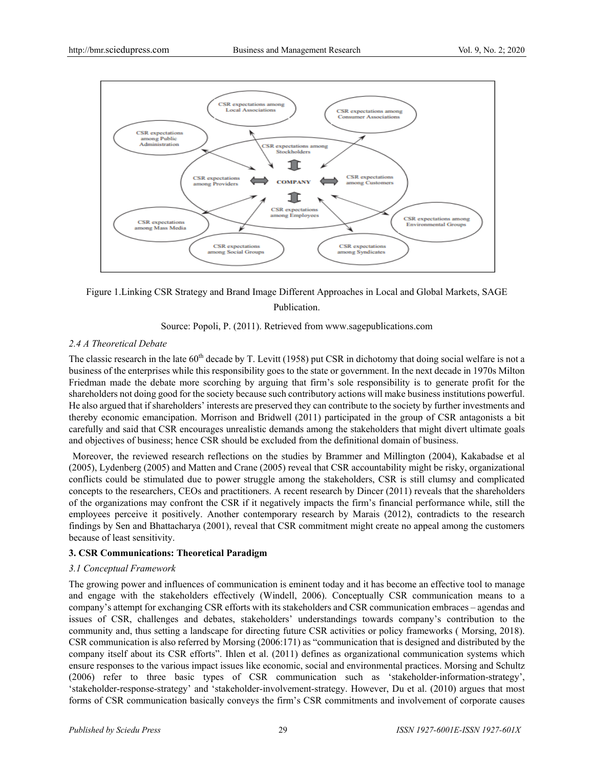Figure 1.Linking CSR Strategy and Brand Image Different Approaches in Local and Global Markets, SAGE Publication.

Source: Popoli, P. (2011). Retrieved from www.sagepublications.com

### *2.4 A Theoretical Debate*

The classic research in the late 60th decade by T. Levitt (1958) put CSR in dichotomy that doing social welfare is not a business of the enterprises while this responsibility goes to the state or government. In the next decade in 1970s Milton Friedman made the debate more scorching by arguing that firm's sole responsibility is to generate profit for the shareholders not doing good for the society because such contributory actions will make business institutions powerful. He also argued that if shareholders' interests are preserved they can contribute to the society by further investments and thereby economic emancipation. Morrison and Bridwell (2011) participated in the group of CSR antagonists a bit carefully and said that CSR encourages unrealistic demands among the stakeholders that might divert ultimate goals and objectives of business; hence CSR should be excluded from the definitional domain of business.

Moreover, the reviewed research reflections on the studies by Brammer and Millington (2004), Kakabadse et al (2005), Lydenberg (2005) and Matten and Crane (2005) reveal that CSR accountability might be risky, organizational conflicts could be stimulated due to power struggle among the stakeholders, CSR is still clumsy and complicated concepts to the researchers, CEOs and practitioners. A recent research by Dincer (2011) reveals that the shareholders of the organizations may confront the CSR if it negatively impacts the firm's financial performance while, still the employees perceive it positively. Another contemporary research by Marais (2012), contradicts to the research findings by Sen and Bhattacharya (2001), reveal that CSR commitment might create no appeal among the customers because of least sensitivity.

## **3. CSR Communications: Theoretical Paradigm**

### *3.1 Conceptual Framework*

The growing power and influences of communication is eminent today and it has become an effective tool to manage and engage with the stakeholders effectively (Windell, 2006). Conceptually CSR communication means to a company's attempt for exchanging CSR efforts with its stakeholders and CSR communication embraces – agendas and issues of CSR, challenges and debates, stakeholders' understandings towards company's contribution to the community and, thus setting a landscape for directing future CSR activities or policy frameworks ( Morsing, 2018). CSR communication is also referred by Morsing (2006:171) as "communication that is designed and distributed by the company itself about its CSR efforts". Ihlen et al. (2011) defines as organizational communication systems which ensure responses to the various impact issues like economic, social and environmental practices. Morsing and Schultz (2006) refer to three basic types of CSR communication such as 'stakeholder-information-strategy', 'stakeholder-response-strategy' and 'stakeholder-involvement-strategy. However, Du et al. (2010) argues that most forms of CSR communication basically conveys the firm's CSR commitments and involvement of corporate causes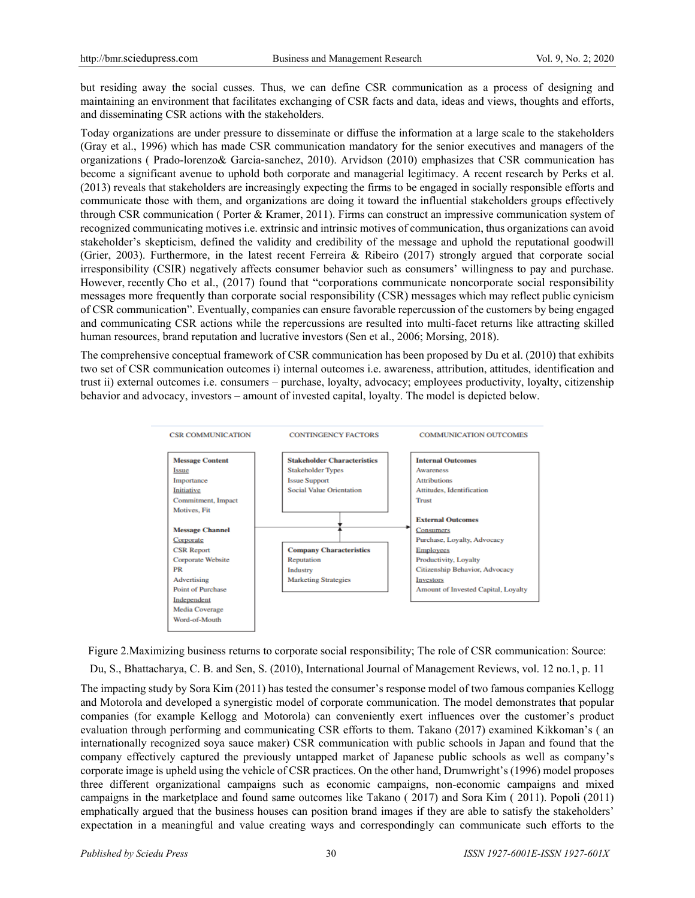but residing away the social cusses. Thus, we can define CSR communication as a process of designing and maintaining an environment that facilitates exchanging of CSR facts and data, ideas and views, thoughts and efforts, and disseminating CSR actions with the stakeholders.

Today organizations are under pressure to disseminate or diffuse the information at a large scale to the stakeholders (Gray et al., 1996) which has made CSR communication mandatory for the senior executives and managers of the organizations ( Prado-lorenzo& Garcia-sanchez, 2010). Arvidson (2010) emphasizes that CSR communication has become a significant avenue to uphold both corporate and managerial legitimacy. A recent research by Perks et al. (2013) reveals that stakeholders are increasingly expecting the firms to be engaged in socially responsible efforts and communicate those with them, and organizations are doing it toward the influential stakeholders groups effectively through CSR communication ( Porter & Kramer, 2011). Firms can construct an impressive communication system of recognized communicating motives i.e. extrinsic and intrinsic motives of communication, thus organizations can avoid stakeholder's skepticism, defined the validity and credibility of the message and uphold the reputational goodwill (Grier, 2003). Furthermore, in the latest recent Ferreira & Ribeiro (2017) strongly argued that corporate social irresponsibility (CSIR) negatively affects consumer behavior such as consumers' willingness to pay and purchase. However, recently Cho et al., (2017) found that "corporations communicate noncorporate social responsibility messages more frequently than corporate social responsibility (CSR) messages which may reflect public cynicism of CSR communication". Eventually, companies can ensure favorable repercussion of the customers by being engaged and communicating CSR actions while the repercussions are resulted into multi-facet returns like attracting skilled human resources, brand reputation and lucrative investors (Sen et al., 2006; Morsing, 2018).

The comprehensive conceptual framework of CSR communication has been proposed by Du et al. (2010) that exhibits two set of CSR communication outcomes i) internal outcomes i.e. awareness, attribution, attitudes, identification and trust ii) external outcomes i.e. consumers – purchase, loyalty, advocacy; employees productivity, loyalty, citizenship behavior and advocacy, investors – amount of invested capital, loyalty. The model is depicted below.

| CSR COMMUNICATION | CONTINGENCY FACTORS | COMMUNICATION OUTCOMES |
|---|---|---|
| **Message Content**<br>Issue<br>Importance<br>Initiative<br>Commitment, Impact<br>Motives, Fit | **Stakeholder Characteristics**<br>Stakeholder Types<br>Issue Support<br>Social Value Orientation | **Internal Outcomes**<br>Awareness<br>Attributions<br>Attitudes, Identification<br>Trust |
| **Message Channel**<br>Corporate<br>CSR Report<br>Corporate Website<br>PR<br>Advertising<br>Point of Purchase<br>Independent<br>Media Coverage<br>Word-of-Mouth | **Company Characteristics**<br>Reputation<br>Industry<br>Marketing Strategies | **External Outcomes**<br>Consumers<br>Purchase, Loyalty, Advocacy<br>Employees<br>Productivity, Loyalty<br>Citizenship Behavior, Advocacy<br>Investors<br>Amount of Invested Capital, Loyalty |

Figure 2.Maximizing business returns to corporate social responsibility; The role of CSR communication: Source: Du, S., Bhattacharya, C. B. and Sen, S. (2010), International Journal of Management Reviews, vol. 12 no.1, p. 11

The impacting study by Sora Kim (2011) has tested the consumer's response model of two famous companies Kellogg and Motorola and developed a synergistic model of corporate communication. The model demonstrates that popular companies (for example Kellogg and Motorola) can conveniently exert influences over the customer's product evaluation through performing and communicating CSR efforts to them. Takano (2017) examined Kikkoman's ( an internationally recognized soya sauce maker) CSR communication with public schools in Japan and found that the company effectively captured the previously untapped market of Japanese public schools as well as company's corporate image is upheld using the vehicle of CSR practices. On the other hand, Drumwright's (1996) model proposes three different organizational campaigns such as economic campaigns, non-economic campaigns and mixed campaigns in the marketplace and found same outcomes like Takano ( 2017) and Sora Kim ( 2011). Popoli (2011) emphatically argued that the business houses can position brand images if they are able to satisfy the stakeholders' expectation in a meaningful and value creating ways and correspondingly can communicate such efforts to the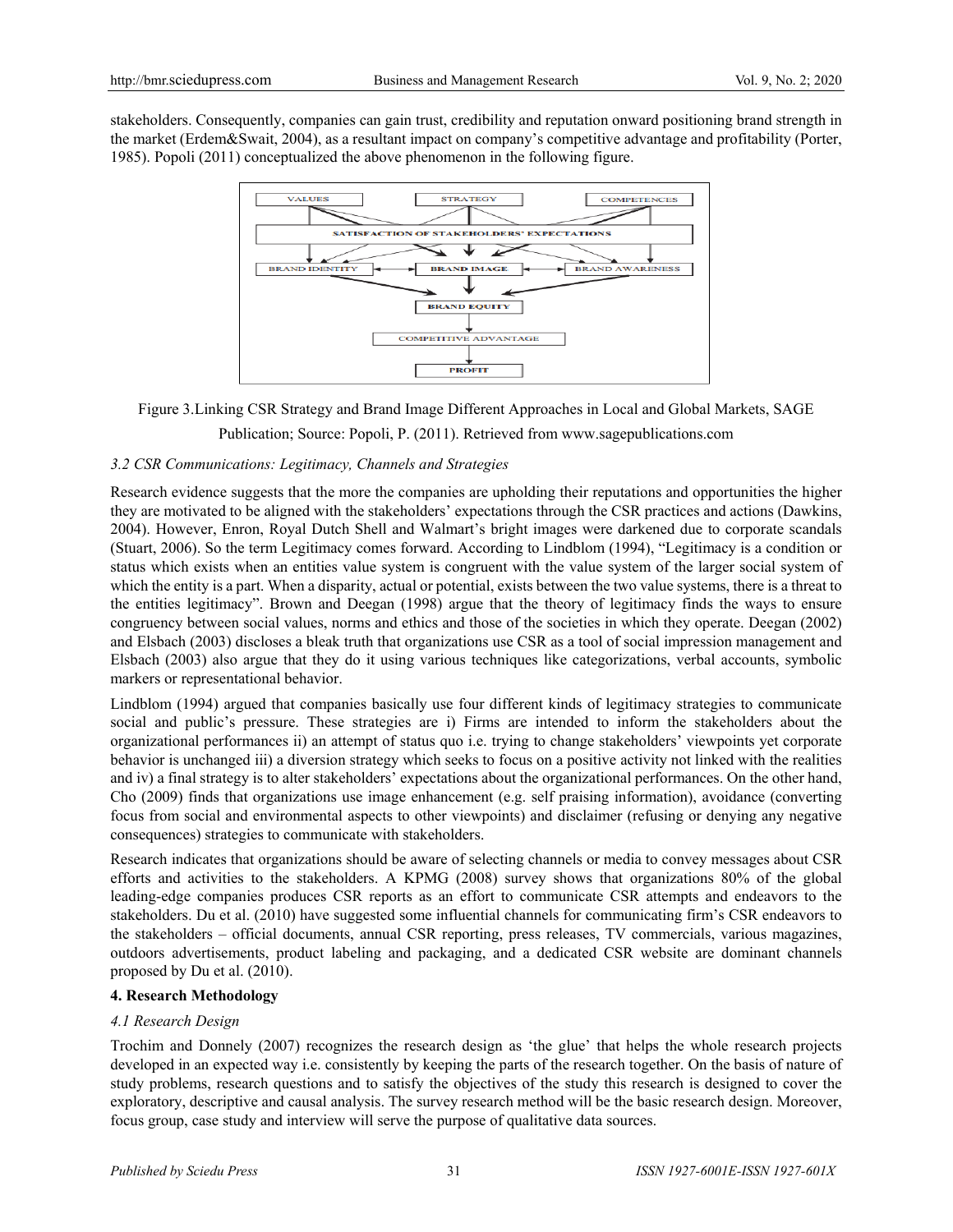stakeholders. Consequently, companies can gain trust, credibility and reputation onward positioning brand strength in the market (Erdem&Swait, 2004), as a resultant impact on company's competitive advantage and profitability (Porter, 1985). Popoli (2011) conceptualized the above phenomenon in the following figure.

Figure 3.Linking CSR Strategy and Brand Image Different Approaches in Local and Global Markets, SAGE Publication; Source: Popoli, P. (2011). Retrieved from www.sagepublications.com

### *3.2 CSR Communications: Legitimacy, Channels and Strategies*

Research evidence suggests that the more the companies are upholding their reputations and opportunities the higher they are motivated to be aligned with the stakeholders' expectations through the CSR practices and actions (Dawkins, 2004). However, Enron, Royal Dutch Shell and Walmart's bright images were darkened due to corporate scandals (Stuart, 2006). So the term Legitimacy comes forward. According to Lindblom (1994), "Legitimacy is a condition or status which exists when an entities value system is congruent with the value system of the larger social system of which the entity is a part. When a disparity, actual or potential, exists between the two value systems, there is a threat to the entities legitimacy". Brown and Deegan (1998) argue that the theory of legitimacy finds the ways to ensure congruency between social values, norms and ethics and those of the societies in which they operate. Deegan (2002) and Elsbach (2003) discloses a bleak truth that organizations use CSR as a tool of social impression management and Elsbach (2003) also argue that they do it using various techniques like categorizations, verbal accounts, symbolic markers or representational behavior.

Lindblom (1994) argued that companies basically use four different kinds of legitimacy strategies to communicate social and public's pressure. These strategies are i) Firms are intended to inform the stakeholders about the organizational performances ii) an attempt of status quo i.e. trying to change stakeholders' viewpoints yet corporate behavior is unchanged iii) a diversion strategy which seeks to focus on a positive activity not linked with the realities and iv) a final strategy is to alter stakeholders' expectations about the organizational performances. On the other hand, Cho (2009) finds that organizations use image enhancement (e.g. self praising information), avoidance (converting focus from social and environmental aspects to other viewpoints) and disclaimer (refusing or denying any negative consequences) strategies to communicate with stakeholders.

Research indicates that organizations should be aware of selecting channels or media to convey messages about CSR efforts and activities to the stakeholders. A KPMG (2008) survey shows that organizations 80% of the global leading-edge companies produces CSR reports as an effort to communicate CSR attempts and endeavors to the stakeholders. Du et al. (2010) have suggested some influential channels for communicating firm's CSR endeavors to the stakeholders – official documents, annual CSR reporting, press releases, TV commercials, various magazines, outdoors advertisements, product labeling and packaging, and a dedicated CSR website are dominant channels proposed by Du et al. (2010).

## **4. Research Methodology**

### *4.1 Research Design*

Trochim and Donnely (2007) recognizes the research design as 'the glue' that helps the whole research projects developed in an expected way i.e. consistently by keeping the parts of the research together. On the basis of nature of study problems, research questions and to satisfy the objectives of the study this research is designed to cover the exploratory, descriptive and causal analysis. The survey research method will be the basic research design. Moreover, focus group, case study and interview will serve the purpose of qualitative data sources.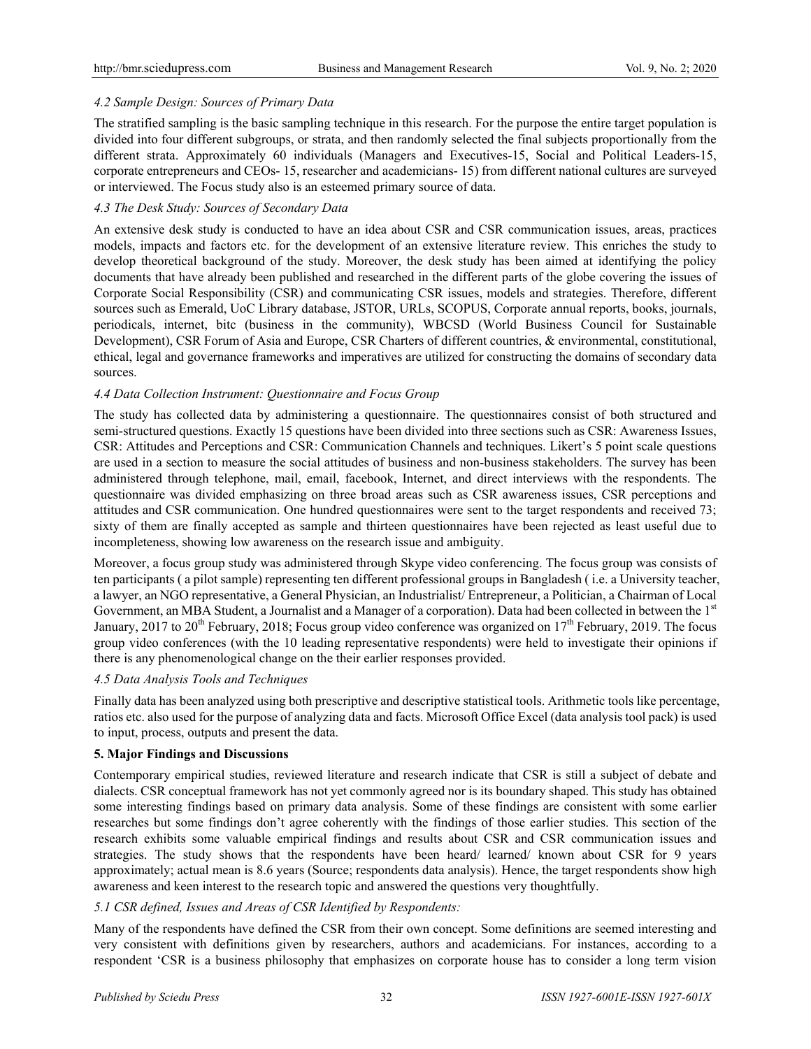### *4.2 Sample Design: Sources of Primary Data*

The stratified sampling is the basic sampling technique in this research. For the purpose the entire target population is divided into four different subgroups, or strata, and then randomly selected the final subjects proportionally from the different strata. Approximately 60 individuals (Managers and Executives-15, Social and Political Leaders-15, corporate entrepreneurs and CEOs- 15, researcher and academicians- 15) from different national cultures are surveyed or interviewed. The Focus study also is an esteemed primary source of data.

### *4.3 The Desk Study: Sources of Secondary Data*

An extensive desk study is conducted to have an idea about CSR and CSR communication issues, areas, practices models, impacts and factors etc. for the development of an extensive literature review. This enriches the study to develop theoretical background of the study. Moreover, the desk study has been aimed at identifying the policy documents that have already been published and researched in the different parts of the globe covering the issues of Corporate Social Responsibility (CSR) and communicating CSR issues, models and strategies. Therefore, different sources such as Emerald, UoC Library database, JSTOR, URLs, SCOPUS, Corporate annual reports, books, journals, periodicals, internet, bitc (business in the community), WBCSD (World Business Council for Sustainable Development), CSR Forum of Asia and Europe, CSR Charters of different countries, & environmental, constitutional, ethical, legal and governance frameworks and imperatives are utilized for constructing the domains of secondary data sources.

### *4.4 Data Collection Instrument: Questionnaire and Focus Group*

The study has collected data by administering a questionnaire. The questionnaires consist of both structured and semi-structured questions. Exactly 15 questions have been divided into three sections such as CSR: Awareness Issues, CSR: Attitudes and Perceptions and CSR: Communication Channels and techniques. Likert's 5 point scale questions are used in a section to measure the social attitudes of business and non-business stakeholders. The survey has been administered through telephone, mail, email, facebook, Internet, and direct interviews with the respondents. The questionnaire was divided emphasizing on three broad areas such as CSR awareness issues, CSR perceptions and attitudes and CSR communication. One hundred questionnaires were sent to the target respondents and received 73; sixty of them are finally accepted as sample and thirteen questionnaires have been rejected as least useful due to incompleteness, showing low awareness on the research issue and ambiguity.

Moreover, a focus group study was administered through Skype video conferencing. The focus group was consists of ten participants ( a pilot sample) representing ten different professional groups in Bangladesh ( i.e. a University teacher, a lawyer, an NGO representative, a General Physician, an Industrialist/ Entrepreneur, a Politician, a Chairman of Local Government, an MBA Student, a Journalist and a Manager of a corporation). Data had been collected in between the 1st January, 2017 to 20th February, 2018; Focus group video conference was organized on 17th February, 2019. The focus group video conferences (with the 10 leading representative respondents) were held to investigate their opinions if there is any phenomenological change on the their earlier responses provided.

### *4.5 Data Analysis Tools and Techniques*

Finally data has been analyzed using both prescriptive and descriptive statistical tools. Arithmetic tools like percentage, ratios etc. also used for the purpose of analyzing data and facts. Microsoft Office Excel (data analysis tool pack) is used to input, process, outputs and present the data.

## 5. Major Findings and Discussions

Contemporary empirical studies, reviewed literature and research indicate that CSR is still a subject of debate and dialects. CSR conceptual framework has not yet commonly agreed nor is its boundary shaped. This study has obtained some interesting findings based on primary data analysis. Some of these findings are consistent with some earlier researches but some findings don't agree coherently with the findings of those earlier studies. This section of the research exhibits some valuable empirical findings and results about CSR and CSR communication issues and strategies. The study shows that the respondents have been heard/ learned/ known about CSR for 9 years approximately; actual mean is 8.6 years (Source; respondents data analysis). Hence, the target respondents show high awareness and keen interest to the research topic and answered the questions very thoughtfully.

### *5.1 CSR defined, Issues and Areas of CSR Identified by Respondents:*

Many of the respondents have defined the CSR from their own concept. Some definitions are seemed interesting and very consistent with definitions given by researchers, authors and academicians. For instances, according to a respondent 'CSR is a business philosophy that emphasizes on corporate house has to consider a long term vision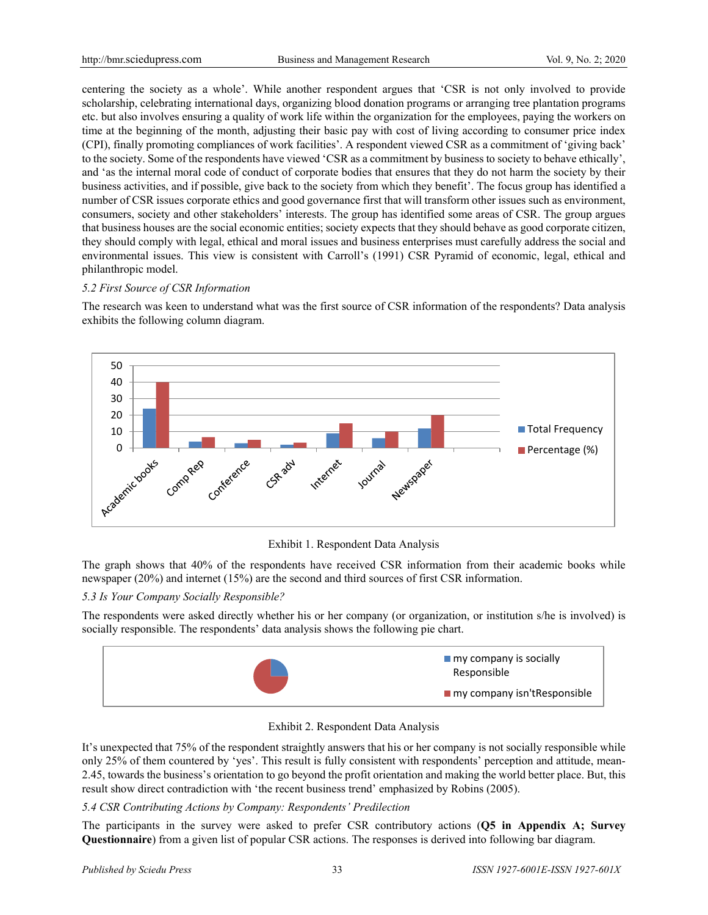centering the society as a whole'. While another respondent argues that 'CSR is not only involved to provide scholarship, celebrating international days, organizing blood donation programs or arranging tree plantation programs etc. but also involves ensuring a quality of work life within the organization for the employees, paying the workers on time at the beginning of the month, adjusting their basic pay with cost of living according to consumer price index (CPI), finally promoting compliances of work facilities'. A respondent viewed CSR as a commitment of 'giving back' to the society. Some of the respondents have viewed 'CSR as a commitment by business to society to behave ethically', and 'as the internal moral code of conduct of corporate bodies that ensures that they do not harm the society by their business activities, and if possible, give back to the society from which they benefit'. The focus group has identified a number of CSR issues corporate ethics and good governance first that will transform other issues such as environment, consumers, society and other stakeholders' interests. The group has identified some areas of CSR. The group argues that business houses are the social economic entities; society expects that they should behave as good corporate citizen, they should comply with legal, ethical and moral issues and business enterprises must carefully address the social and environmental issues. This view is consistent with Carroll's (1991) CSR Pyramid of economic, legal, ethical and philanthropic model.

### *5.2 First Source of CSR Information*

The research was keen to understand what was the first source of CSR information of the respondents? Data analysis exhibits the following column diagram.

Exhibit 1. Respondent Data Analysis

The graph shows that 40% of the respondents have received CSR information from their academic books while newspaper (20%) and internet (15%) are the second and third sources of first CSR information.

### *5.3 Is Your Company Socially Responsible?*

The respondents were asked directly whether his or her company (or organization, or institution s/he is involved) is socially responsible. The respondents' data analysis shows the following pie chart.

Exhibit 2. Respondent Data Analysis

It's unexpected that 75% of the respondent straightly answers that his or her company is not socially responsible while only 25% of them countered by 'yes'. This result is fully consistent with respondents' perception and attitude, mean-2.45, towards the business's orientation to go beyond the profit orientation and making the world better place. But, this result show direct contradiction with 'the recent business trend' emphasized by Robins (2005).

### *5.4 CSR Contributing Actions by Company: Respondents' Predilection*

The participants in the survey were asked to prefer CSR contributory actions (**Q5 in Appendix A; Survey Questionnaire**) from a given list of popular CSR actions. The responses is derived into following bar diagram.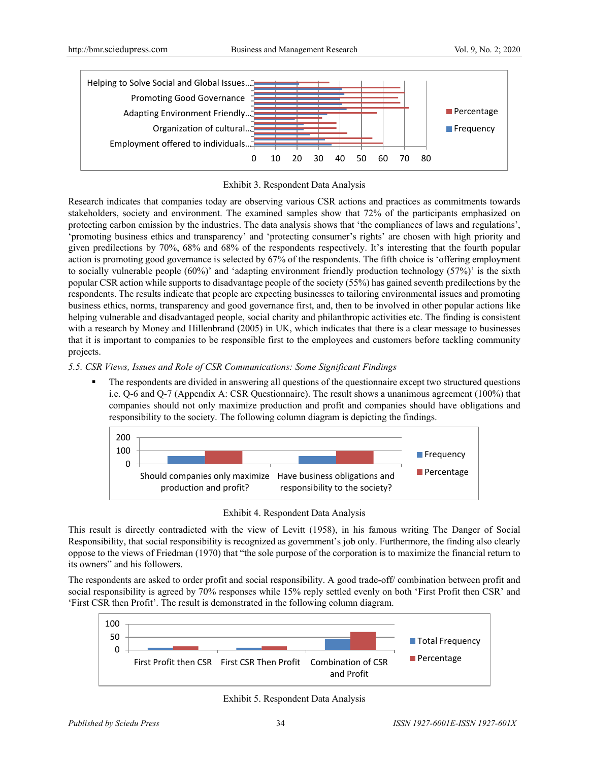Exhibit 3. Respondent Data Analysis

Research indicates that companies today are observing various CSR actions and practices as commitments towards stakeholders, society and environment. The examined samples show that 72% of the participants emphasized on protecting carbon emission by the industries. The data analysis shows that 'the compliances of laws and regulations', 'promoting business ethics and transparency' and 'protecting consumer's rights' are chosen with high priority and given predilections by 70%, 68% and 68% of the respondents respectively. It's interesting that the fourth popular action is promoting good governance is selected by 67% of the respondents. The fifth choice is 'offering employment to socially vulnerable people (60%)' and 'adapting environment friendly production technology (57%)' is the sixth popular CSR action while supports to disadvantage people of the society (55%) has gained seventh predilections by the respondents. The results indicate that people are expecting businesses to tailoring environmental issues and promoting business ethics, norms, transparency and good governance first, and, then to be involved in other popular actions like helping vulnerable and disadvantaged people, social charity and philanthropic activities etc. The finding is consistent with a research by Money and Hillenbrand (2005) in UK, which indicates that there is a clear message to businesses that it is important to companies to be responsible first to the employees and customers before tackling community projects.

*5.5. CSR Views, Issues and Role of CSR Communications: Some Significant Findings*

- The respondents are divided in answering all questions of the questionnaire except two structured questions i.e. Q-6 and Q-7 (Appendix A: CSR Questionnaire). The result shows a unanimous agreement (100%) that companies should not only maximize production and profit and companies should have obligations and responsibility to the society. The following column diagram is depicting the findings.

Exhibit 4. Respondent Data Analysis

This result is directly contradicted with the view of Levitt (1958), in his famous writing The Danger of Social Responsibility, that social responsibility is recognized as government's job only. Furthermore, the finding also clearly oppose to the views of Friedman (1970) that "the sole purpose of the corporation is to maximize the financial return to its owners" and his followers.

The respondents are asked to order profit and social responsibility. A good trade-off/ combination between profit and social responsibility is agreed by 70% responses while 15% reply settled evenly on both 'First Profit then CSR' and 'First CSR then Profit'. The result is demonstrated in the following column diagram.

Exhibit 5. Respondent Data Analysis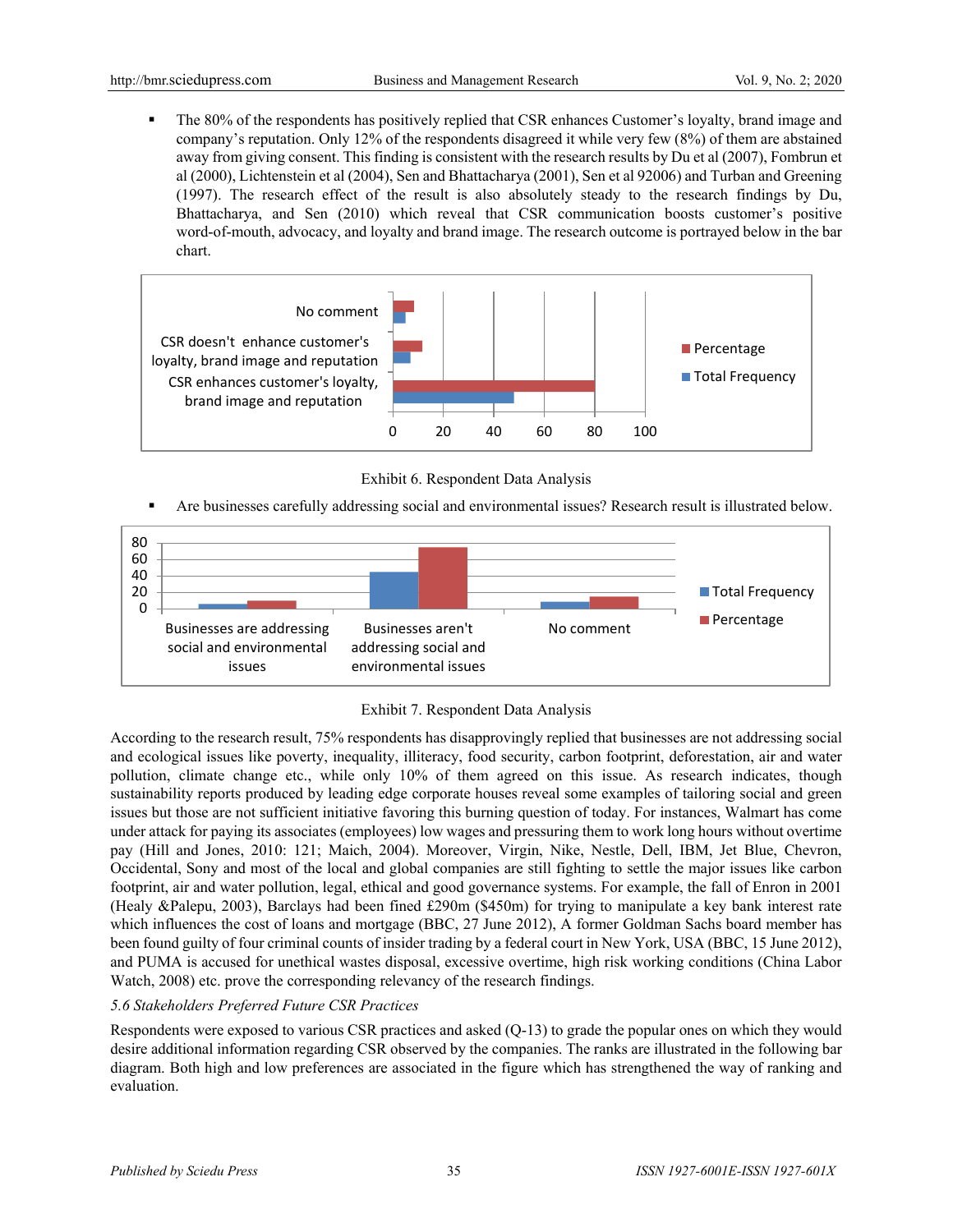- The 80% of the respondents has positively replied that CSR enhances Customer's loyalty, brand image and company's reputation. Only 12% of the respondents disagreed it while very few (8%) of them are abstained away from giving consent. This finding is consistent with the research results by Du et al (2007), Fombrun et al (2000), Lichtenstein et al (2004), Sen and Bhattacharya (2001), Sen et al 92006) and Turban and Greening (1997). The research effect of the result is also absolutely steady to the research findings by Du, Bhattacharya, and Sen (2010) which reveal that CSR communication boosts customer's positive word-of-mouth, advocacy, and loyalty and brand image. The research outcome is portrayed below in the bar chart.

Exhibit 6. Respondent Data Analysis

- Are businesses carefully addressing social and environmental issues? Research result is illustrated below.

Exhibit 7. Respondent Data Analysis

According to the research result, 75% respondents has disapprovingly replied that businesses are not addressing social and ecological issues like poverty, inequality, illiteracy, food security, carbon footprint, deforestation, air and water pollution, climate change etc., while only 10% of them agreed on this issue. As research indicates, though sustainability reports produced by leading edge corporate houses reveal some examples of tailoring social and green issues but those are not sufficient initiative favoring this burning question of today. For instances, Walmart has come under attack for paying its associates (employees) low wages and pressuring them to work long hours without overtime pay (Hill and Jones, 2010: 121; Maich, 2004). Moreover, Virgin, Nike, Nestle, Dell, IBM, Jet Blue, Chevron, Occidental, Sony and most of the local and global companies are still fighting to settle the major issues like carbon footprint, air and water pollution, legal, ethical and good governance systems. For example, the fall of Enron in 2001 (Healy &Palepu, 2003), Barclays had been fined £290m ($450m) for trying to manipulate a key bank interest rate which influences the cost of loans and mortgage (BBC, 27 June 2012), A former Goldman Sachs board member has been found guilty of four criminal counts of insider trading by a federal court in New York, USA (BBC, 15 June 2012), and PUMA is accused for unethical wastes disposal, excessive overtime, high risk working conditions (China Labor Watch, 2008) etc. prove the corresponding relevancy of the research findings.

*5.6 Stakeholders Preferred Future CSR Practices*

Respondents were exposed to various CSR practices and asked (Q-13) to grade the popular ones on which they would desire additional information regarding CSR observed by the companies. The ranks are illustrated in the following bar diagram. Both high and low preferences are associated in the figure which has strengthened the way of ranking and evaluation.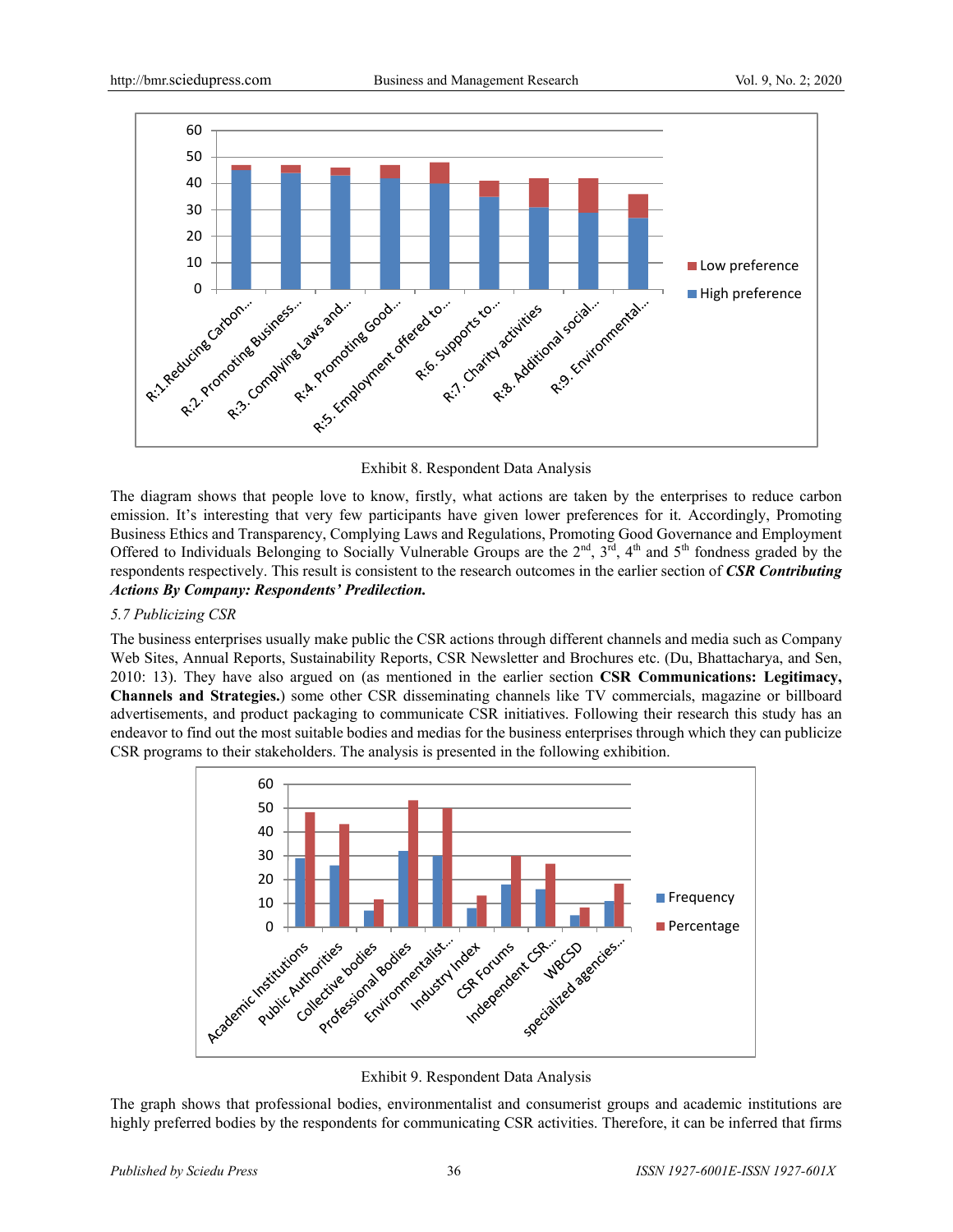Exhibit 8. Respondent Data Analysis

The diagram shows that people love to know, firstly, what actions are taken by the enterprises to reduce carbon emission. It's interesting that very few participants have given lower preferences for it. Accordingly, Promoting Business Ethics and Transparency, Complying Laws and Regulations, Promoting Good Governance and Employment Offered to Individuals Belonging to Socially Vulnerable Groups are the 2nd, 3rd, 4th and 5th fondness graded by the respondents respectively. This result is consistent to the research outcomes in the earlier section of ***CSR Contributing Actions By Company: Respondents' Predilection.***

*5.7 Publicizing CSR*

The business enterprises usually make public the CSR actions through different channels and media such as Company Web Sites, Annual Reports, Sustainability Reports, CSR Newsletter and Brochures etc. (Du, Bhattacharya, and Sen, 2010: 13). They have also argued on (as mentioned in the earlier section **CSR Communications: Legitimacy, Channels and Strategies.**) some other CSR disseminating channels like TV commercials, magazine or billboard advertisements, and product packaging to communicate CSR initiatives. Following their research this study has an endeavor to find out the most suitable bodies and medias for the business enterprises through which they can publicize CSR programs to their stakeholders. The analysis is presented in the following exhibition.

Exhibit 9. Respondent Data Analysis

The graph shows that professional bodies, environmentalist and consumerist groups and academic institutions are highly preferred bodies by the respondents for communicating CSR activities. Therefore, it can be inferred that firms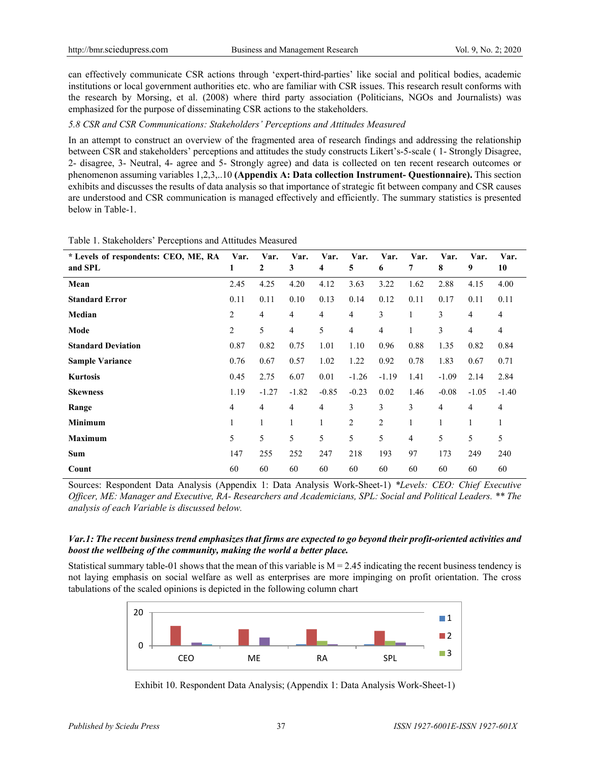can effectively communicate CSR actions through 'expert-third-parties' like social and political bodies, academic institutions or local government authorities etc. who are familiar with CSR issues. This research result conforms with the research by Morsing, et al. (2008) where third party association (Politicians, NGOs and Journalists) was emphasized for the purpose of disseminating CSR actions to the stakeholders.

*5.8 CSR and CSR Communications: Stakeholders' Perceptions and Attitudes Measured*

In an attempt to construct an overview of the fragmented area of research findings and addressing the relationship between CSR and stakeholders' perceptions and attitudes the study constructs Likert's-5-scale ( 1- Strongly Disagree, 2- disagree, 3- Neutral, 4- agree and 5- Strongly agree) and data is collected on ten recent research outcomes or phenomenon assuming variables 1,2,3,..10 **(Appendix A: Data collection Instrument- Questionnaire).** This section exhibits and discusses the results of data analysis so that importance of strategic fit between company and CSR causes are understood and CSR communication is managed effectively and efficiently. The summary statistics is presented below in Table-1.

Table 1. Stakeholders' Perceptions and Attitudes Measured

| * Levels of respondents: CEO, ME, RA and SPL | Var. 1 | Var. 2 | Var. 3 | Var. 4 | Var. 5 | Var. 6 | Var. 7 | Var. 8 | Var. 9 | Var. 10 |
|---|---|---|---|---|---|---|---|---|---|---|
| **Mean** | 2.45 | 4.25 | 4.20 | 4.12 | 3.63 | 3.22 | 1.62 | 2.88 | 4.15 | 4.00 |
| **Standard Error** | 0.11 | 0.11 | 0.10 | 0.13 | 0.14 | 0.12 | 0.11 | 0.17 | 0.11 | 0.11 |
| **Median** | 2 | 4 | 4 | 4 | 4 | 3 | 1 | 3 | 4 | 4 |
| **Mode** | 2 | 5 | 4 | 5 | 4 | 4 | 1 | 3 | 4 | 4 |
| **Standard Deviation** | 0.87 | 0.82 | 0.75 | 1.01 | 1.10 | 0.96 | 0.88 | 1.35 | 0.82 | 0.84 |
| **Sample Variance** | 0.76 | 0.67 | 0.57 | 1.02 | 1.22 | 0.92 | 0.78 | 1.83 | 0.67 | 0.71 |
| **Kurtosis** | 0.45 | 2.75 | 6.07 | 0.01 | -1.26 | -1.19 | 1.41 | -1.09 | 2.14 | 2.84 |
| **Skewness** | 1.19 | -1.27 | -1.82 | -0.85 | -0.23 | 0.02 | 1.46 | -0.08 | -1.05 | -1.40 |
| **Range** | 4 | 4 | 4 | 4 | 3 | 3 | 3 | 4 | 4 | 4 |
| **Minimum** | 1 | 1 | 1 | 1 | 2 | 2 | 1 | 1 | 1 | 1 |
| **Maximum** | 5 | 5 | 5 | 5 | 5 | 5 | 4 | 5 | 5 | 5 |
| **Sum** | 147 | 255 | 252 | 247 | 218 | 193 | 97 | 173 | 249 | 240 |
| **Count** | 60 | 60 | 60 | 60 | 60 | 60 | 60 | 60 | 60 | 60 |

Sources: Respondent Data Analysis (Appendix 1: Data Analysis Work-Sheet-1) *\*Levels: CEO: Chief Executive Officer, ME: Manager and Executive, RA- Researchers and Academicians, SPL: Social and Political Leaders. \*\* The analysis of each Variable is discussed below.*

***Var.1: The recent business trend emphasizes that firms are expected to go beyond their profit-oriented activities and boost the wellbeing of the community, making the world a better place.***

Statistical summary table-01 shows that the mean of this variable is M = 2.45 indicating the recent business tendency is not laying emphasis on social welfare as well as enterprises are more impinging on profit orientation. The cross tabulations of the scaled opinions is depicted in the following column chart

Exhibit 10. Respondent Data Analysis; (Appendix 1: Data Analysis Work-Sheet-1)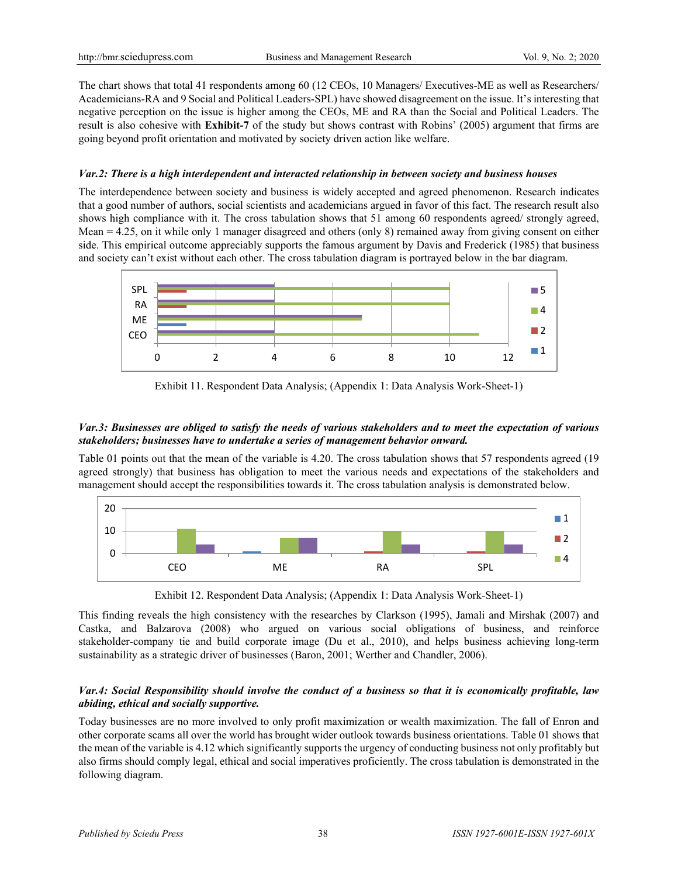The chart shows that total 41 respondents among 60 (12 CEOs, 10 Managers/ Executives-ME as well as Researchers/ Academicians-RA and 9 Social and Political Leaders-SPL) have showed disagreement on the issue. It's interesting that negative perception on the issue is higher among the CEOs, ME and RA than the Social and Political Leaders. The result is also cohesive with **Exhibit-7** of the study but shows contrast with Robins' (2005) argument that firms are going beyond profit orientation and motivated by society driven action like welfare.

***Var.2: There is a high interdependent and interacted relationship in between society and business houses***

The interdependence between society and business is widely accepted and agreed phenomenon. Research indicates that a good number of authors, social scientists and academicians argued in favor of this fact. The research result also shows high compliance with it. The cross tabulation shows that 51 among 60 respondents agreed/ strongly agreed, Mean = 4.25, on it while only 1 manager disagreed and others (only 8) remained away from giving consent on either side. This empirical outcome appreciably supports the famous argument by Davis and Frederick (1985) that business and society can't exist without each other. The cross tabulation diagram is portrayed below in the bar diagram.

Exhibit 11. Respondent Data Analysis; (Appendix 1: Data Analysis Work-Sheet-1)

***Var.3: Businesses are obliged to satisfy the needs of various stakeholders and to meet the expectation of various stakeholders; businesses have to undertake a series of management behavior onward.***

Table 01 points out that the mean of the variable is 4.20. The cross tabulation shows that 57 respondents agreed (19 agreed strongly) that business has obligation to meet the various needs and expectations of the stakeholders and management should accept the responsibilities towards it. The cross tabulation analysis is demonstrated below.

Exhibit 12. Respondent Data Analysis; (Appendix 1: Data Analysis Work-Sheet-1)

This finding reveals the high consistency with the researches by Clarkson (1995), Jamali and Mirshak (2007) and Castka, and Balzarova (2008) who argued on various social obligations of business, and reinforce stakeholder-company tie and build corporate image (Du et al., 2010), and helps business achieving long-term sustainability as a strategic driver of businesses (Baron, 2001; Werther and Chandler, 2006).

***Var.4: Social Responsibility should involve the conduct of a business so that it is economically profitable, law abiding, ethical and socially supportive.***

Today businesses are no more involved to only profit maximization or wealth maximization. The fall of Enron and other corporate scams all over the world has brought wider outlook towards business orientations. Table 01 shows that the mean of the variable is 4.12 which significantly supports the urgency of conducting business not only profitably but also firms should comply legal, ethical and social imperatives proficiently. The cross tabulation is demonstrated in the following diagram.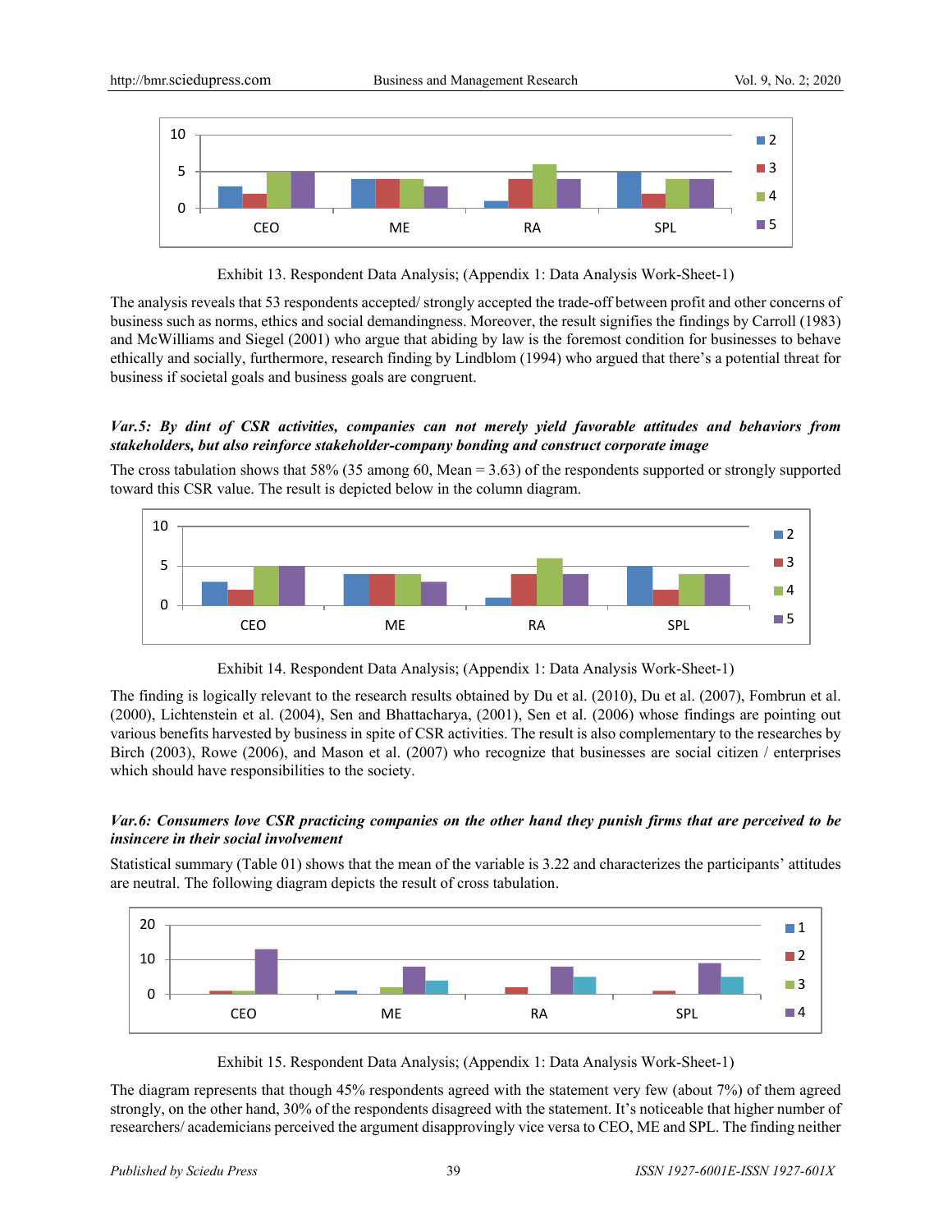Exhibit 13. Respondent Data Analysis; (Appendix 1: Data Analysis Work-Sheet-1)

The analysis reveals that 53 respondents accepted/ strongly accepted the trade-off between profit and other concerns of business such as norms, ethics and social demandingness. Moreover, the result signifies the findings by Carroll (1983) and McWilliams and Siegel (2001) who argue that abiding by law is the foremost condition for businesses to behave ethically and socially, furthermore, research finding by Lindblom (1994) who argued that there's a potential threat for business if societal goals and business goals are congruent.

***Var.5: By dint of CSR activities, companies can not merely yield favorable attitudes and behaviors from stakeholders, but also reinforce stakeholder-company bonding and construct corporate image***

The cross tabulation shows that 58% (35 among 60, Mean = 3.63) of the respondents supported or strongly supported toward this CSR value. The result is depicted below in the column diagram.

Exhibit 14. Respondent Data Analysis; (Appendix 1: Data Analysis Work-Sheet-1)

The finding is logically relevant to the research results obtained by Du et al. (2010), Du et al. (2007), Fombrun et al. (2000), Lichtenstein et al. (2004), Sen and Bhattacharya, (2001), Sen et al. (2006) whose findings are pointing out various benefits harvested by business in spite of CSR activities. The result is also complementary to the researches by Birch (2003), Rowe (2006), and Mason et al. (2007) who recognize that businesses are social citizen / enterprises which should have responsibilities to the society.

***Var.6: Consumers love CSR practicing companies on the other hand they punish firms that are perceived to be insincere in their social involvement***

Statistical summary (Table 01) shows that the mean of the variable is 3.22 and characterizes the participants' attitudes are neutral. The following diagram depicts the result of cross tabulation.

Exhibit 15. Respondent Data Analysis; (Appendix 1: Data Analysis Work-Sheet-1)

The diagram represents that though 45% respondents agreed with the statement very few (about 7%) of them agreed strongly, on the other hand, 30% of the respondents disagreed with the statement. It's noticeable that higher number of researchers/ academicians perceived the argument disapprovingly vice versa to CEO, ME and SPL. The finding neither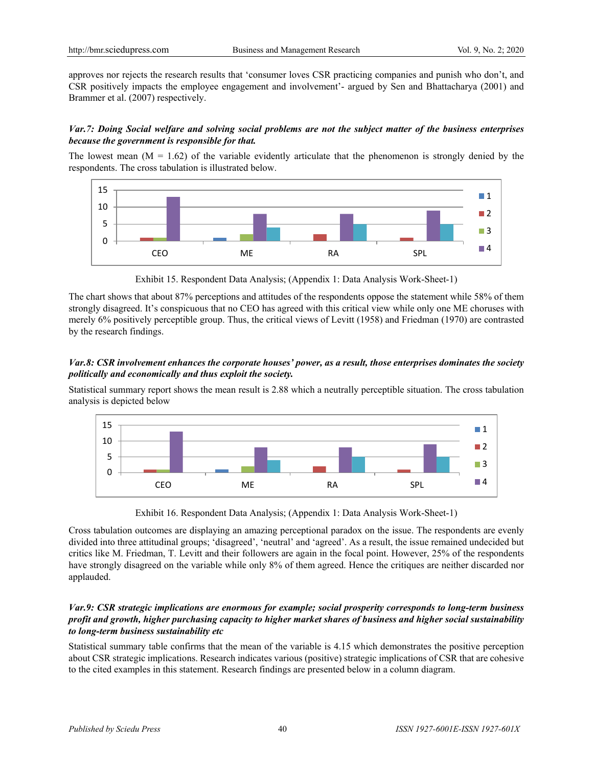approves nor rejects the research results that 'consumer loves CSR practicing companies and punish who don't, and CSR positively impacts the employee engagement and involvement'- argued by Sen and Bhattacharya (2001) and Brammer et al. (2007) respectively.

***Var.7: Doing Social welfare and solving social problems are not the subject matter of the business enterprises because the government is responsible for that.***

The lowest mean (M = 1.62) of the variable evidently articulate that the phenomenon is strongly denied by the respondents. The cross tabulation is illustrated below.

Exhibit 15. Respondent Data Analysis; (Appendix 1: Data Analysis Work-Sheet-1)

The chart shows that about 87% perceptions and attitudes of the respondents oppose the statement while 58% of them strongly disagreed. It's conspicuous that no CEO has agreed with this critical view while only one ME choruses with merely 6% positively perceptible group. Thus, the critical views of Levitt (1958) and Friedman (1970) are contrasted by the research findings.

***Var.8: CSR involvement enhances the corporate houses' power, as a result, those enterprises dominates the society politically and economically and thus exploit the society.***

Statistical summary report shows the mean result is 2.88 which a neutrally perceptible situation. The cross tabulation analysis is depicted below

Exhibit 16. Respondent Data Analysis; (Appendix 1: Data Analysis Work-Sheet-1)

Cross tabulation outcomes are displaying an amazing perceptional paradox on the issue. The respondents are evenly divided into three attitudinal groups; 'disagreed', 'neutral' and 'agreed'. As a result, the issue remained undecided but critics like M. Friedman, T. Levitt and their followers are again in the focal point. However, 25% of the respondents have strongly disagreed on the variable while only 8% of them agreed. Hence the critiques are neither discarded nor applauded.

***Var.9: CSR strategic implications are enormous for example; social prosperity corresponds to long-term business profit and growth, higher purchasing capacity to higher market shares of business and higher social sustainability to long-term business sustainability etc***

Statistical summary table confirms that the mean of the variable is 4.15 which demonstrates the positive perception about CSR strategic implications. Research indicates various (positive) strategic implications of CSR that are cohesive to the cited examples in this statement. Research findings are presented below in a column diagram.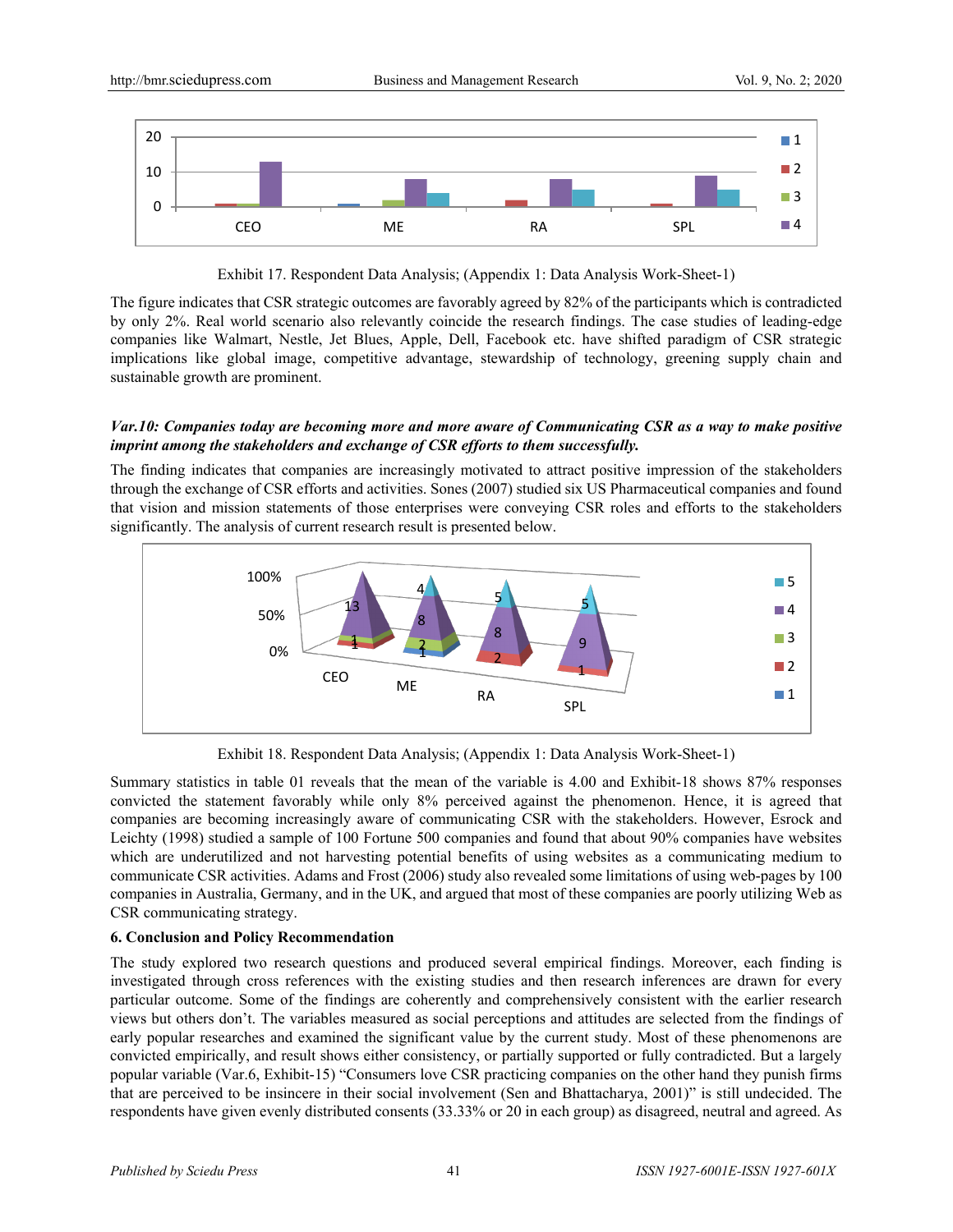Exhibit 17. Respondent Data Analysis; (Appendix 1: Data Analysis Work-Sheet-1)

The figure indicates that CSR strategic outcomes are favorably agreed by 82% of the participants which is contradicted by only 2%. Real world scenario also relevantly coincide the research findings. The case studies of leading-edge companies like Walmart, Nestle, Jet Blues, Apple, Dell, Facebook etc. have shifted paradigm of CSR strategic implications like global image, competitive advantage, stewardship of technology, greening supply chain and sustainable growth are prominent.

***Var.10: Companies today are becoming more and more aware of Communicating CSR as a way to make positive imprint among the stakeholders and exchange of CSR efforts to them successfully.***

The finding indicates that companies are increasingly motivated to attract positive impression of the stakeholders through the exchange of CSR efforts and activities. Sones (2007) studied six US Pharmaceutical companies and found that vision and mission statements of those enterprises were conveying CSR roles and efforts to the stakeholders significantly. The analysis of current research result is presented below.

Exhibit 18. Respondent Data Analysis; (Appendix 1: Data Analysis Work-Sheet-1)

Summary statistics in table 01 reveals that the mean of the variable is 4.00 and Exhibit-18 shows 87% responses convicted the statement favorably while only 8% perceived against the phenomenon. Hence, it is agreed that companies are becoming increasingly aware of communicating CSR with the stakeholders. However, Esrock and Leichty (1998) studied a sample of 100 Fortune 500 companies and found that about 90% companies have websites which are underutilized and not harvesting potential benefits of using websites as a communicating medium to communicate CSR activities. Adams and Frost (2006) study also revealed some limitations of using web-pages by 100 companies in Australia, Germany, and in the UK, and argued that most of these companies are poorly utilizing Web as CSR communicating strategy.

## 6. Conclusion and Policy Recommendation

The study explored two research questions and produced several empirical findings. Moreover, each finding is investigated through cross references with the existing studies and then research inferences are drawn for every particular outcome. Some of the findings are coherently and comprehensively consistent with the earlier research views but others don't. The variables measured as social perceptions and attitudes are selected from the findings of early popular researches and examined the significant value by the current study. Most of these phenomenons are convicted empirically, and result shows either consistency, or partially supported or fully contradicted. But a largely popular variable (Var.6, Exhibit-15) "Consumers love CSR practicing companies on the other hand they punish firms that are perceived to be insincere in their social involvement (Sen and Bhattacharya, 2001)" is still undecided. The respondents have given evenly distributed consents (33.33% or 20 in each group) as disagreed, neutral and agreed. As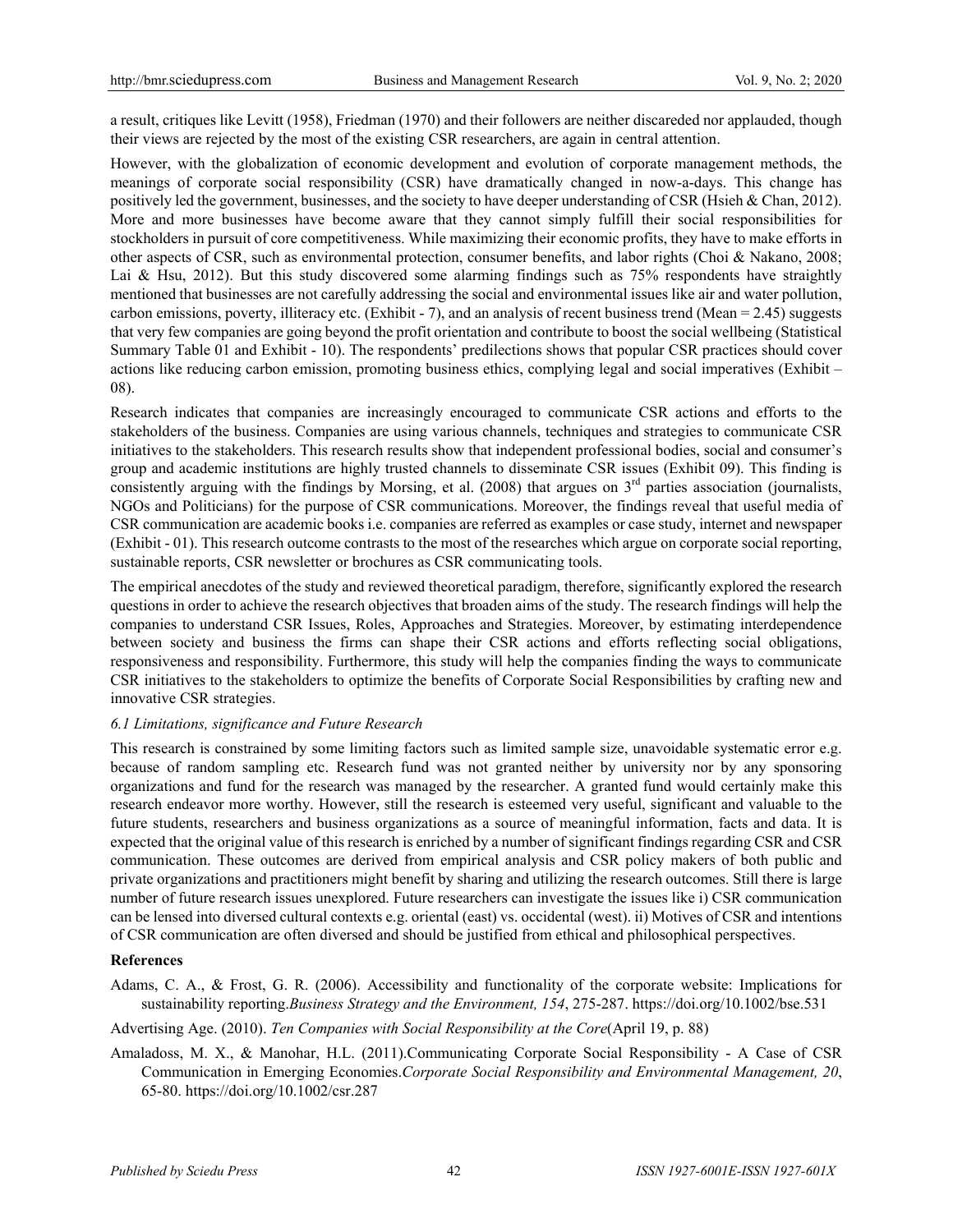a result, critiques like Levitt (1958), Friedman (1970) and their followers are neither discareded nor applauded, though their views are rejected by the most of the existing CSR researchers, are again in central attention.

However, with the globalization of economic development and evolution of corporate management methods, the meanings of corporate social responsibility (CSR) have dramatically changed in now-a-days. This change has positively led the government, businesses, and the society to have deeper understanding of CSR (Hsieh & Chan, 2012). More and more businesses have become aware that they cannot simply fulfill their social responsibilities for stockholders in pursuit of core competitiveness. While maximizing their economic profits, they have to make efforts in other aspects of CSR, such as environmental protection, consumer benefits, and labor rights (Choi & Nakano, 2008; Lai & Hsu, 2012). But this study discovered some alarming findings such as 75% respondents have straightly mentioned that businesses are not carefully addressing the social and environmental issues like air and water pollution, carbon emissions, poverty, illiteracy etc. (Exhibit - 7), and an analysis of recent business trend (Mean = 2.45) suggests that very few companies are going beyond the profit orientation and contribute to boost the social wellbeing (Statistical Summary Table 01 and Exhibit - 10). The respondents' predilections shows that popular CSR practices should cover actions like reducing carbon emission, promoting business ethics, complying legal and social imperatives (Exhibit – 08).

Research indicates that companies are increasingly encouraged to communicate CSR actions and efforts to the stakeholders of the business. Companies are using various channels, techniques and strategies to communicate CSR initiatives to the stakeholders. This research results show that independent professional bodies, social and consumer's group and academic institutions are highly trusted channels to disseminate CSR issues (Exhibit 09). This finding is consistently arguing with the findings by Morsing, et al. (2008) that argues on 3rd parties association (journalists, NGOs and Politicians) for the purpose of CSR communications. Moreover, the findings reveal that useful media of CSR communication are academic books i.e. companies are referred as examples or case study, internet and newspaper (Exhibit - 01). This research outcome contrasts to the most of the researches which argue on corporate social reporting, sustainable reports, CSR newsletter or brochures as CSR communicating tools.

The empirical anecdotes of the study and reviewed theoretical paradigm, therefore, significantly explored the research questions in order to achieve the research objectives that broaden aims of the study. The research findings will help the companies to understand CSR Issues, Roles, Approaches and Strategies. Moreover, by estimating interdependence between society and business the firms can shape their CSR actions and efforts reflecting social obligations, responsiveness and responsibility. Furthermore, this study will help the companies finding the ways to communicate CSR initiatives to the stakeholders to optimize the benefits of Corporate Social Responsibilities by crafting new and innovative CSR strategies.

### *6.1 Limitations, significance and Future Research*

This research is constrained by some limiting factors such as limited sample size, unavoidable systematic error e.g. because of random sampling etc. Research fund was not granted neither by university nor by any sponsoring organizations and fund for the research was managed by the researcher. A granted fund would certainly make this research endeavor more worthy. However, still the research is esteemed very useful, significant and valuable to the future students, researchers and business organizations as a source of meaningful information, facts and data. It is expected that the original value of this research is enriched by a number of significant findings regarding CSR and CSR communication. These outcomes are derived from empirical analysis and CSR policy makers of both public and private organizations and practitioners might benefit by sharing and utilizing the research outcomes. Still there is large number of future research issues unexplored. Future researchers can investigate the issues like i) CSR communication can be lensed into diversed cultural contexts e.g. oriental (east) vs. occidental (west). ii) Motives of CSR and intentions of CSR communication are often diversed and should be justified from ethical and philosophical perspectives.

## References

Adams, C. A., & Frost, G. R. (2006). Accessibility and functionality of the corporate website: Implications for sustainability reporting.*Business Strategy and the Environment, 154*, 275-287. https://doi.org/10.1002/bse.531

Advertising Age. (2010). *Ten Companies with Social Responsibility at the Core*(April 19, p. 88)

Amaladoss, M. X., & Manohar, H.L. (2011).Communicating Corporate Social Responsibility - A Case of CSR Communication in Emerging Economies.*Corporate Social Responsibility and Environmental Management, 20*, 65-80. https://doi.org/10.1002/csr.287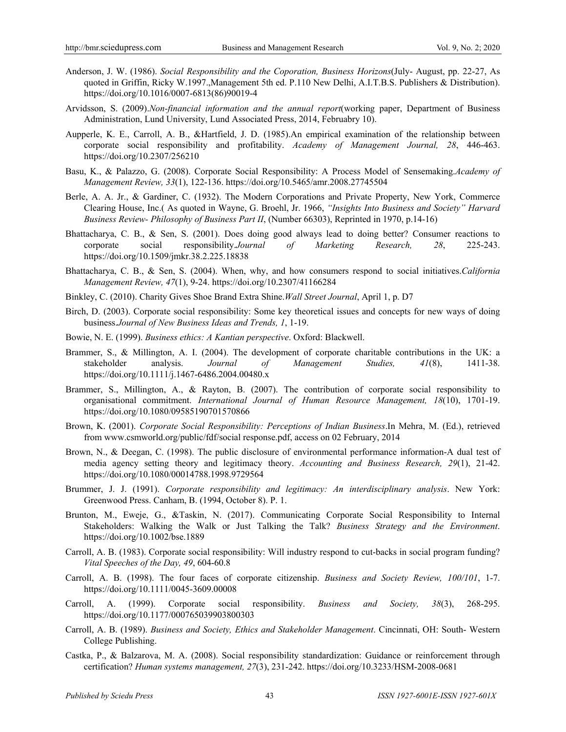Anderson, J. W. (1986). *Social Responsibility and the Coporation, Business Horizons*(July- August, pp. 22-27, As quoted in Griffin, Ricky W.1997.,Management 5th ed. P.110 New Delhi, A.I.T.B.S. Publishers & Distribution). https://doi.org/10.1016/0007-6813(86)90019-4

Arvidsson, S. (2009).*Non-financial information and the annual report*(working paper, Department of Business Administration, Lund University, Lund Associated Press, 2014, Februabry 10).

Aupperle, K. E., Carroll, A. B., &Hartfield, J. D. (1985).An empirical examination of the relationship between corporate social responsibility and profitability. *Academy of Management Journal, 28*, 446-463. https://doi.org/10.2307/256210

Basu, K., & Palazzo, G. (2008). Corporate Social Responsibility: A Process Model of Sensemaking.*Academy of Management Review, 33*(1), 122-136. https://doi.org/10.5465/amr.2008.27745504

Berle, A. A. Jr., & Gardiner, C. (1932). The Modern Corporations and Private Property, New York, Commerce Clearing House, Inc.( As quoted in Wayne, G. Broehl, Jr. 1966, *"Insights Into Business and Society" Harvard Business Review- Philosophy of Business Part II*, (Number 66303), Reprinted in 1970, p.14-16)

Bhattacharya, C. B., & Sen, S. (2001). Does doing good always lead to doing better? Consumer reactions to corporate social responsibility.*Journal of Marketing Research, 28*, 225-243. https://doi.org/10.1509/jmkr.38.2.225.18838

Bhattacharya, C. B., & Sen, S. (2004). When, why, and how consumers respond to social initiatives.*California Management Review, 47*(1), 9-24. https://doi.org/10.2307/41166284

Binkley, C. (2010). Charity Gives Shoe Brand Extra Shine.*Wall Street Journal*, April 1, p. D7

Birch, D. (2003). Corporate social responsibility: Some key theoretical issues and concepts for new ways of doing business.*Journal of New Business Ideas and Trends, 1*, 1-19.

Bowie, N. E. (1999). *Business ethics: A Kantian perspective*. Oxford: Blackwell.

Brammer, S., & Millington, A. I. (2004). The development of corporate charitable contributions in the UK: a stakeholder analysis. *Journal of Management Studies, 41*(8), 1411-38. https://doi.org/10.1111/j.1467-6486.2004.00480.x

Brammer, S., Millington, A., & Rayton, B. (2007). The contribution of corporate social responsibility to organisational commitment. *International Journal of Human Resource Management, 18*(10), 1701-19. https://doi.org/10.1080/09585190701570866

Brown, K. (2001). *Corporate Social Responsibility: Perceptions of Indian Business*.In Mehra, M. (Ed.), retrieved from www.csmworld.org/public/fdf/social response.pdf, access on 02 February, 2014

Brown, N., & Deegan, C. (1998). The public disclosure of environmental performance information-A dual test of media agency setting theory and legitimacy theory. *Accounting and Business Research, 29*(1), 21-42. https://doi.org/10.1080/00014788.1998.9729564

Brummer, J. J. (1991). *Corporate responsibility and legitimacy: An interdisciplinary analysis*. New York: Greenwood Press. Canham, B. (1994, October 8). P. 1.

Brunton, M., Eweje, G., &Taskin, N. (2017). Communicating Corporate Social Responsibility to Internal Stakeholders: Walking the Walk or Just Talking the Talk? *Business Strategy and the Environment*. https://doi.org/10.1002/bse.1889

Carroll, A. B. (1983). Corporate social responsibility: Will industry respond to cut-backs in social program funding? *Vital Speeches of the Day, 49*, 604-60.8

Carroll, A. B. (1998). The four faces of corporate citizenship. *Business and Society Review, 100/101*, 1-7. https://doi.org/10.1111/0045-3609.00008

Carroll, A. (1999). Corporate social responsibility. *Business and Society, 38*(3), 268-295. https://doi.org/10.1177/000765039903800303

Carroll, A. B. (1989). *Business and Society, Ethics and Stakeholder Management*. Cincinnati, OH: South- Western College Publishing.

Castka, P., & Balzarova, M. A. (2008). Social responsibility standardization: Guidance or reinforcement through certification? *Human systems management, 27*(3), 231-242. https://doi.org/10.3233/HSM-2008-0681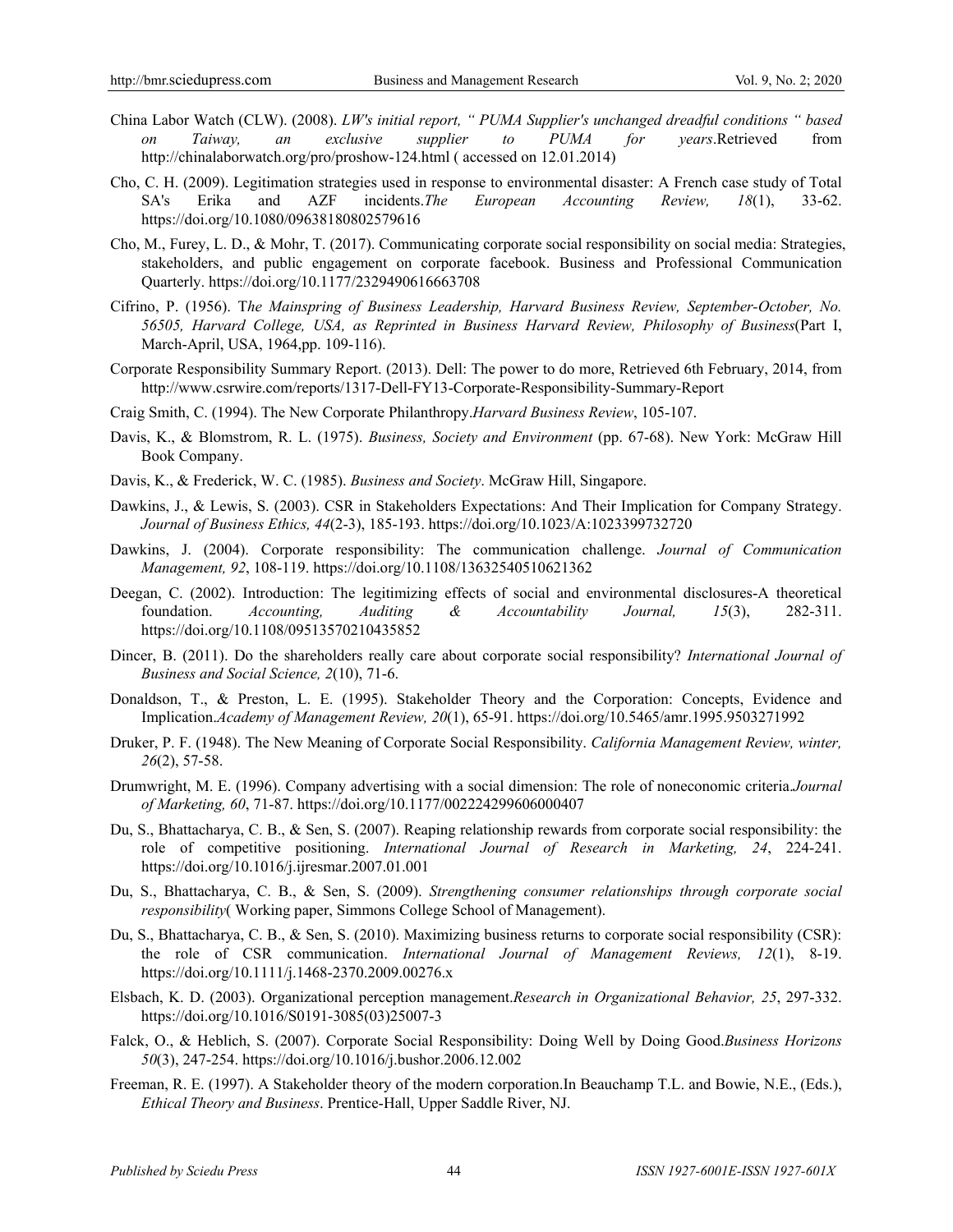China Labor Watch (CLW). (2008). *LW's initial report, " PUMA Supplier's unchanged dreadful conditions " based on Taiway, an exclusive supplier to PUMA for years*.Retrieved from http://chinalaborwatch.org/pro/proshow-124.html ( accessed on 12.01.2014)

Cho, C. H. (2009). Legitimation strategies used in response to environmental disaster: A French case study of Total SA's Erika and AZF incidents.*The European Accounting Review, 18*(1), 33-62. https://doi.org/10.1080/09638180802579616

Cho, M., Furey, L. D., & Mohr, T. (2017). Communicating corporate social responsibility on social media: Strategies, stakeholders, and public engagement on corporate facebook. Business and Professional Communication Quarterly. https://doi.org/10.1177/2329490616663708

Cifrino, P. (1956). T*he Mainspring of Business Leadership, Harvard Business Review, September-October, No. 56505, Harvard College, USA, as Reprinted in Business Harvard Review, Philosophy of Business*(Part I, March-April, USA, 1964,pp. 109-116).

Corporate Responsibility Summary Report. (2013). Dell: The power to do more, Retrieved 6th February, 2014, from http://www.csrwire.com/reports/1317-Dell-FY13-Corporate-Responsibility-Summary-Report

Craig Smith, C. (1994). The New Corporate Philanthropy.*Harvard Business Review*, 105-107.

Davis, K., & Blomstrom, R. L. (1975). *Business, Society and Environment* (pp. 67-68). New York: McGraw Hill Book Company.

Davis, K., & Frederick, W. C. (1985). *Business and Society*. McGraw Hill, Singapore.

Dawkins, J., & Lewis, S. (2003). CSR in Stakeholders Expectations: And Their Implication for Company Strategy. *Journal of Business Ethics, 44*(2-3), 185-193. https://doi.org/10.1023/A:1023399732720

Dawkins, J. (2004). Corporate responsibility: The communication challenge. *Journal of Communication Management, 92*, 108-119. https://doi.org/10.1108/13632540510621362

Deegan, C. (2002). Introduction: The legitimizing effects of social and environmental disclosures-A theoretical foundation. *Accounting, Auditing & Accountability Journal, 15*(3), 282-311. https://doi.org/10.1108/09513570210435852

Dincer, B. (2011). Do the shareholders really care about corporate social responsibility? *International Journal of Business and Social Science, 2*(10), 71-6.

Donaldson, T., & Preston, L. E. (1995). Stakeholder Theory and the Corporation: Concepts, Evidence and Implication.*Academy of Management Review, 20*(1), 65-91. https://doi.org/10.5465/amr.1995.9503271992

Druker, P. F. (1948). The New Meaning of Corporate Social Responsibility. *California Management Review, winter, 26*(2), 57-58.

Drumwright, M. E. (1996). Company advertising with a social dimension: The role of noneconomic criteria.*Journal of Marketing, 60*, 71-87. https://doi.org/10.1177/002224299606000407

Du, S., Bhattacharya, C. B., & Sen, S. (2007). Reaping relationship rewards from corporate social responsibility: the role of competitive positioning. *International Journal of Research in Marketing, 24*, 224-241. https://doi.org/10.1016/j.ijresmar.2007.01.001

Du, S., Bhattacharya, C. B., & Sen, S. (2009). *Strengthening consumer relationships through corporate social responsibility*( Working paper, Simmons College School of Management).

Du, S., Bhattacharya, C. B., & Sen, S. (2010). Maximizing business returns to corporate social responsibility (CSR): the role of CSR communication. *International Journal of Management Reviews, 12*(1), 8-19. https://doi.org/10.1111/j.1468-2370.2009.00276.x

Elsbach, K. D. (2003). Organizational perception management.*Research in Organizational Behavior, 25*, 297-332. https://doi.org/10.1016/S0191-3085(03)25007-3

Falck, O., & Heblich, S. (2007). Corporate Social Responsibility: Doing Well by Doing Good.*Business Horizons 50*(3), 247-254. https://doi.org/10.1016/j.bushor.2006.12.002

Freeman, R. E. (1997). A Stakeholder theory of the modern corporation.In Beauchamp T.L. and Bowie, N.E., (Eds.), *Ethical Theory and Business*. Prentice-Hall, Upper Saddle River, NJ.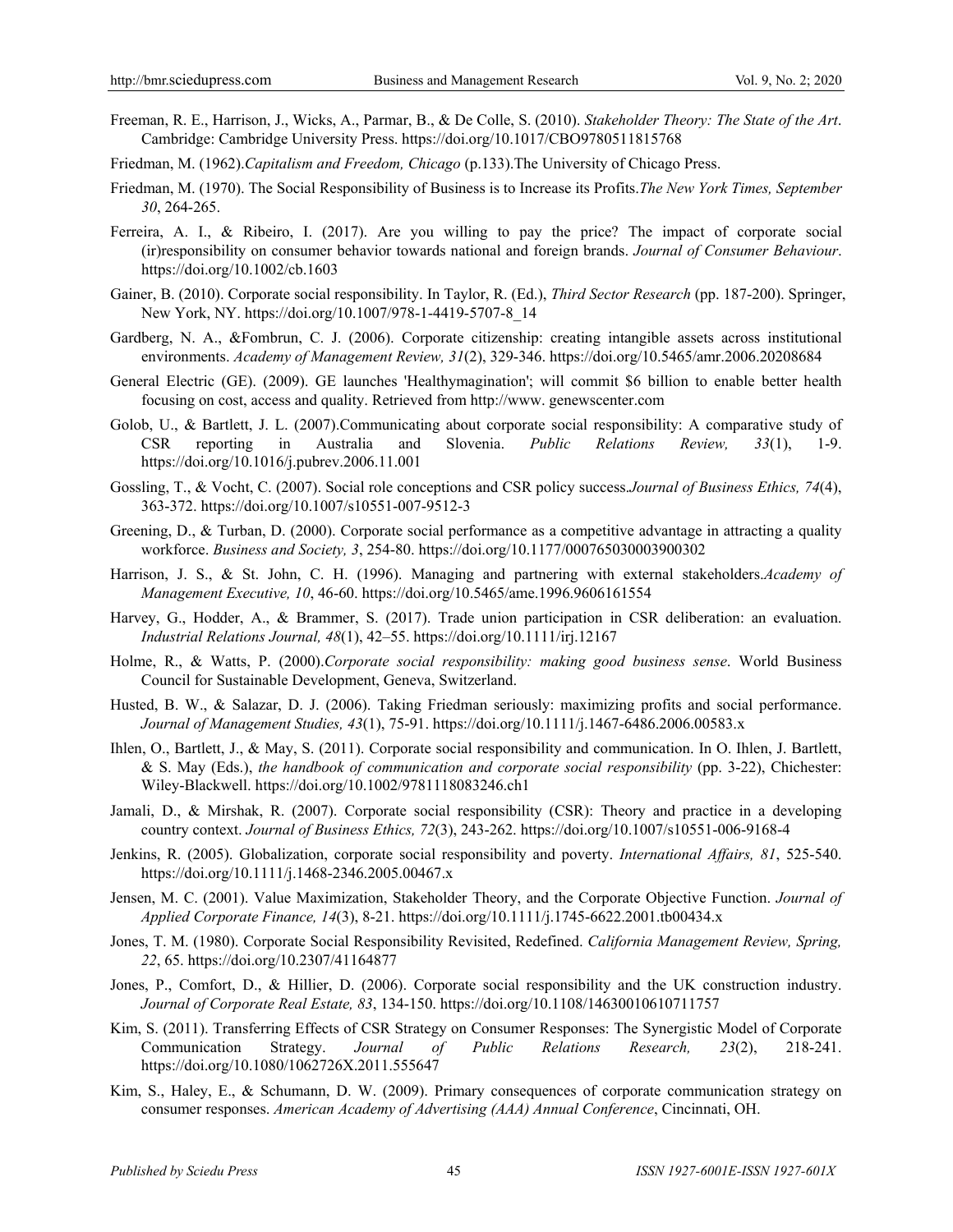Freeman, R. E., Harrison, J., Wicks, A., Parmar, B., & De Colle, S. (2010). *Stakeholder Theory: The State of the Art*. Cambridge: Cambridge University Press. https://doi.org/10.1017/CBO9780511815768

Friedman, M. (1962).*Capitalism and Freedom, Chicago* (p.133).The University of Chicago Press.

Friedman, M. (1970). The Social Responsibility of Business is to Increase its Profits.*The New York Times, September 30*, 264-265.

Ferreira, A. I., & Ribeiro, I. (2017). Are you willing to pay the price? The impact of corporate social (ir)responsibility on consumer behavior towards national and foreign brands. *Journal of Consumer Behaviour*. https://doi.org/10.1002/cb.1603

Gainer, B. (2010). Corporate social responsibility. In Taylor, R. (Ed.), *Third Sector Research* (pp. 187-200). Springer, New York, NY. https://doi.org/10.1007/978-1-4419-5707-8_14

Gardberg, N. A., &Fombrun, C. J. (2006). Corporate citizenship: creating intangible assets across institutional environments. *Academy of Management Review, 31*(2), 329-346. https://doi.org/10.5465/amr.2006.20208684

General Electric (GE). (2009). GE launches 'Healthymagination'; will commit $6 billion to enable better health focusing on cost, access and quality. Retrieved from http://www. genewscenter.com

Golob, U., & Bartlett, J. L. (2007).Communicating about corporate social responsibility: A comparative study of CSR reporting in Australia and Slovenia. *Public Relations Review, 33*(1), 1-9. https://doi.org/10.1016/j.pubrev.2006.11.001

Gossling, T., & Vocht, C. (2007). Social role conceptions and CSR policy success.*Journal of Business Ethics, 74*(4), 363-372. https://doi.org/10.1007/s10551-007-9512-3

Greening, D., & Turban, D. (2000). Corporate social performance as a competitive advantage in attracting a quality workforce. *Business and Society, 3*, 254-80. https://doi.org/10.1177/000765030003900302

Harrison, J. S., & St. John, C. H. (1996). Managing and partnering with external stakeholders.*Academy of Management Executive, 10*, 46-60. https://doi.org/10.5465/ame.1996.9606161554

Harvey, G., Hodder, A., & Brammer, S. (2017). Trade union participation in CSR deliberation: an evaluation. *Industrial Relations Journal, 48*(1), 42–55. https://doi.org/10.1111/irj.12167

Holme, R., & Watts, P. (2000).*Corporate social responsibility: making good business sense*. World Business Council for Sustainable Development, Geneva, Switzerland.

Husted, B. W., & Salazar, D. J. (2006). Taking Friedman seriously: maximizing profits and social performance. *Journal of Management Studies, 43*(1), 75-91. https://doi.org/10.1111/j.1467-6486.2006.00583.x

Ihlen, O., Bartlett, J., & May, S. (2011). Corporate social responsibility and communication. In O. Ihlen, J. Bartlett, & S. May (Eds.), *the handbook of communication and corporate social responsibility* (pp. 3-22), Chichester: Wiley-Blackwell. https://doi.org/10.1002/9781118083246.ch1

Jamali, D., & Mirshak, R. (2007). Corporate social responsibility (CSR): Theory and practice in a developing country context. *Journal of Business Ethics, 72*(3), 243-262. https://doi.org/10.1007/s10551-006-9168-4

Jenkins, R. (2005). Globalization, corporate social responsibility and poverty. *International Affairs, 81*, 525-540. https://doi.org/10.1111/j.1468-2346.2005.00467.x

Jensen, M. C. (2001). Value Maximization, Stakeholder Theory, and the Corporate Objective Function. *Journal of Applied Corporate Finance, 14*(3), 8-21. https://doi.org/10.1111/j.1745-6622.2001.tb00434.x

Jones, T. M. (1980). Corporate Social Responsibility Revisited, Redefined. *California Management Review, Spring, 22*, 65. https://doi.org/10.2307/41164877

Jones, P., Comfort, D., & Hillier, D. (2006). Corporate social responsibility and the UK construction industry. *Journal of Corporate Real Estate, 83*, 134-150. https://doi.org/10.1108/14630010610711757

Kim, S. (2011). Transferring Effects of CSR Strategy on Consumer Responses: The Synergistic Model of Corporate Communication Strategy. *Journal of Public Relations Research, 23*(2), 218-241. https://doi.org/10.1080/1062726X.2011.555647

Kim, S., Haley, E., & Schumann, D. W. (2009). Primary consequences of corporate communication strategy on consumer responses. *American Academy of Advertising (AAA) Annual Conference*, Cincinnati, OH.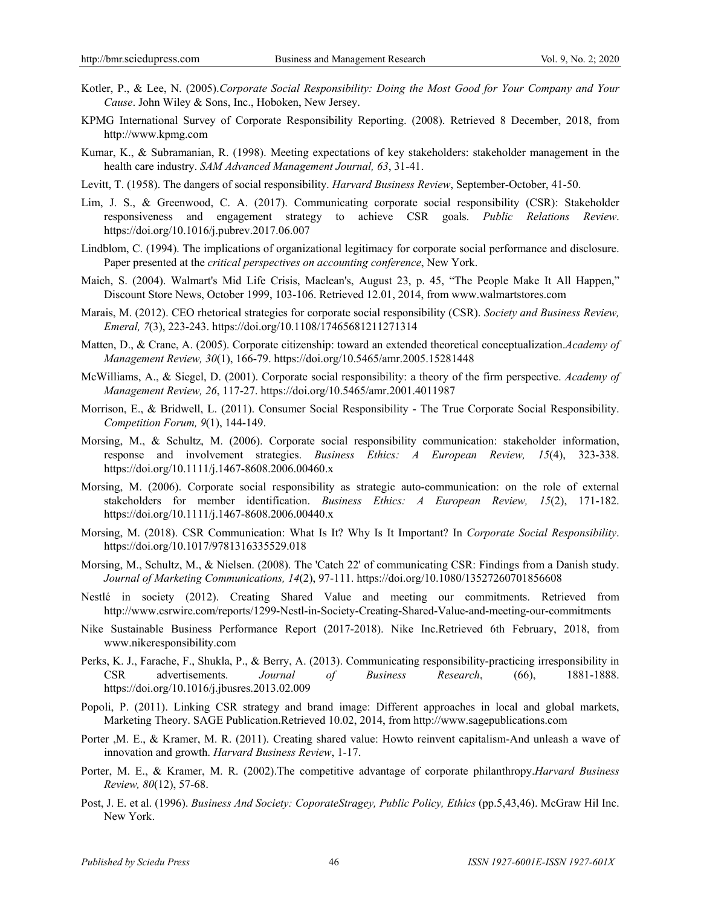Kotler, P., & Lee, N. (2005).*Corporate Social Responsibility: Doing the Most Good for Your Company and Your Cause*. John Wiley & Sons, Inc., Hoboken, New Jersey.

KPMG International Survey of Corporate Responsibility Reporting. (2008). Retrieved 8 December, 2018, from http://www.kpmg.com

Kumar, K., & Subramanian, R. (1998). Meeting expectations of key stakeholders: stakeholder management in the health care industry. *SAM Advanced Management Journal, 63*, 31-41.

Levitt, T. (1958). The dangers of social responsibility. *Harvard Business Review*, September-October, 41-50.

Lim, J. S., & Greenwood, C. A. (2017). Communicating corporate social responsibility (CSR): Stakeholder responsiveness and engagement strategy to achieve CSR goals. *Public Relations Review*. https://doi.org/10.1016/j.pubrev.2017.06.007

Lindblom, C. (1994). The implications of organizational legitimacy for corporate social performance and disclosure. Paper presented at the *critical perspectives on accounting conference*, New York.

Maich, S. (2004). Walmart's Mid Life Crisis, Maclean's, August 23, p. 45, "The People Make It All Happen," Discount Store News, October 1999, 103-106. Retrieved 12.01, 2014, from www.walmartstores.com

Marais, M. (2012). CEO rhetorical strategies for corporate social responsibility (CSR). *Society and Business Review, Emeral, 7*(3), 223-243. https://doi.org/10.1108/17465681211271314

Matten, D., & Crane, A. (2005). Corporate citizenship: toward an extended theoretical conceptualization.*Academy of Management Review, 30*(1), 166-79. https://doi.org/10.5465/amr.2005.15281448

McWilliams, A., & Siegel, D. (2001). Corporate social responsibility: a theory of the firm perspective. *Academy of Management Review, 26*, 117-27. https://doi.org/10.5465/amr.2001.4011987

Morrison, E., & Bridwell, L. (2011). Consumer Social Responsibility - The True Corporate Social Responsibility. *Competition Forum, 9*(1), 144-149.

Morsing, M., & Schultz, M. (2006). Corporate social responsibility communication: stakeholder information, response and involvement strategies. *Business Ethics: A European Review, 15*(4), 323-338. https://doi.org/10.1111/j.1467-8608.2006.00460.x

Morsing, M. (2006). Corporate social responsibility as strategic auto-communication: on the role of external stakeholders for member identification. *Business Ethics: A European Review, 15*(2), 171-182. https://doi.org/10.1111/j.1467-8608.2006.00440.x

Morsing, M. (2018). CSR Communication: What Is It? Why Is It Important? In *Corporate Social Responsibility*. https://doi.org/10.1017/9781316335529.018

Morsing, M., Schultz, M., & Nielsen. (2008). The 'Catch 22' of communicating CSR: Findings from a Danish study. *Journal of Marketing Communications, 14*(2), 97-111. https://doi.org/10.1080/13527260701856608

Nestlé in society (2012). Creating Shared Value and meeting our commitments. Retrieved from http://www.csrwire.com/reports/1299-Nestl-in-Society-Creating-Shared-Value-and-meeting-our-commitments

Nike Sustainable Business Performance Report (2017-2018). Nike Inc.Retrieved 6th February, 2018, from www.nikeresponsibility.com

Perks, K. J., Farache, F., Shukla, P., & Berry, A. (2013). Communicating responsibility-practicing irresponsibility in CSR advertisements. *Journal of Business Research*, (66), 1881-1888. https://doi.org/10.1016/j.jbusres.2013.02.009

Popoli, P. (2011). Linking CSR strategy and brand image: Different approaches in local and global markets, Marketing Theory. SAGE Publication.Retrieved 10.02, 2014, from http://www.sagepublications.com

Porter ,M. E., & Kramer, M. R. (2011). Creating shared value: Howto reinvent capitalism-And unleash a wave of innovation and growth. *Harvard Business Review*, 1-17.

Porter, M. E., & Kramer, M. R. (2002).The competitive advantage of corporate philanthropy.*Harvard Business Review, 80*(12), 57-68.

Post, J. E. et al. (1996). *Business And Society: CoporateStragey, Public Policy, Ethics* (pp.5,43,46). McGraw Hil Inc. New York.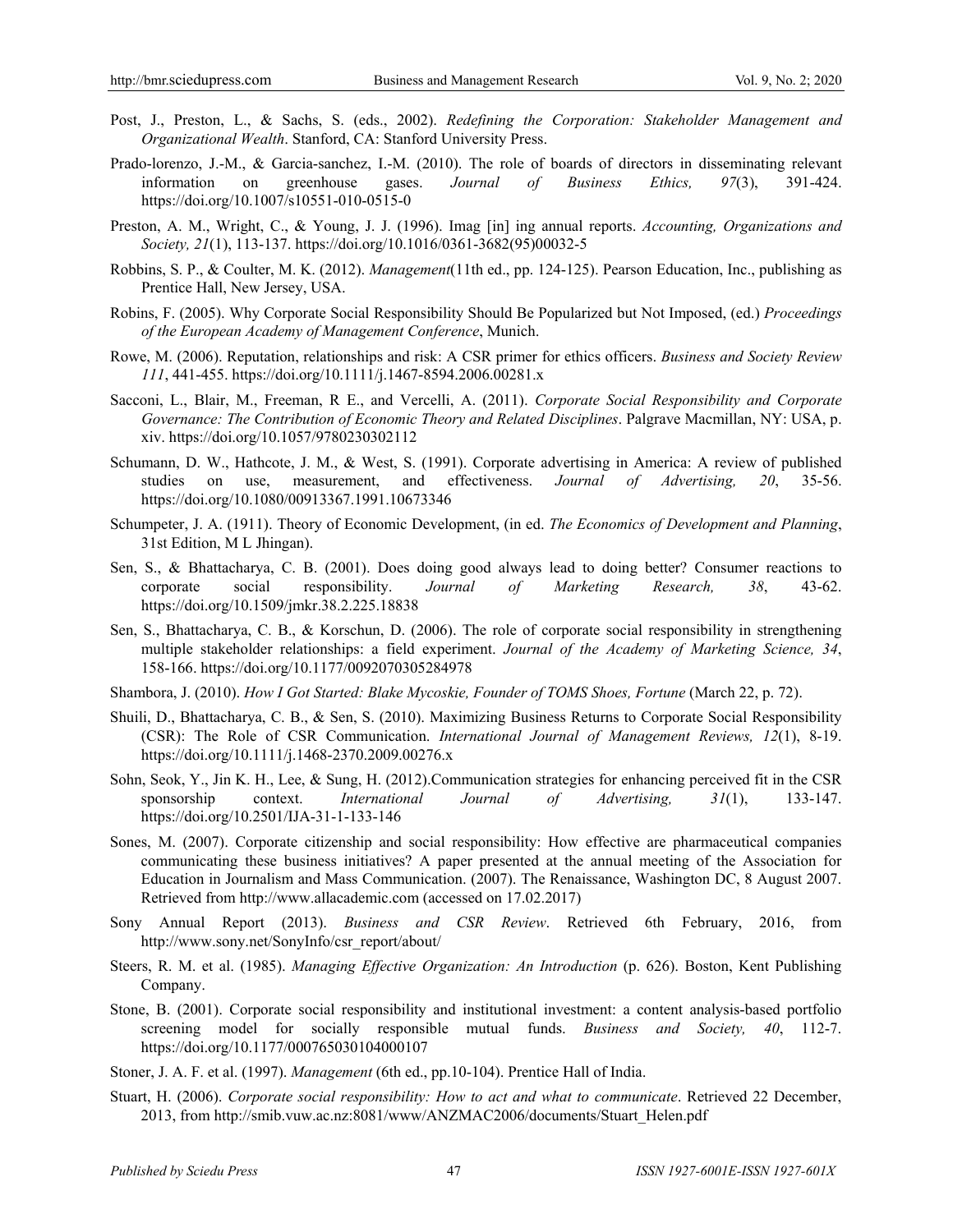Post, J., Preston, L., & Sachs, S. (eds., 2002). *Redefining the Corporation: Stakeholder Management and Organizational Wealth*. Stanford, CA: Stanford University Press.

Prado-lorenzo, J.-M., & Garcia-sanchez, I.-M. (2010). The role of boards of directors in disseminating relevant information on greenhouse gases. *Journal of Business Ethics, 97*(3), 391-424. https://doi.org/10.1007/s10551-010-0515-0

Preston, A. M., Wright, C., & Young, J. J. (1996). Imag [in] ing annual reports. *Accounting, Organizations and Society, 21*(1), 113-137. https://doi.org/10.1016/0361-3682(95)00032-5

Robbins, S. P., & Coulter, M. K. (2012). *Management*(11th ed., pp. 124-125). Pearson Education, Inc., publishing as Prentice Hall, New Jersey, USA.

Robins, F. (2005). Why Corporate Social Responsibility Should Be Popularized but Not Imposed, (ed.) *Proceedings of the European Academy of Management Conference*, Munich.

Rowe, M. (2006). Reputation, relationships and risk: A CSR primer for ethics officers. *Business and Society Review 111*, 441-455. https://doi.org/10.1111/j.1467-8594.2006.00281.x

Sacconi, L., Blair, M., Freeman, R E., and Vercelli, A. (2011). *Corporate Social Responsibility and Corporate Governance: The Contribution of Economic Theory and Related Disciplines*. Palgrave Macmillan, NY: USA, p. xiv. https://doi.org/10.1057/9780230302112

Schumann, D. W., Hathcote, J. M., & West, S. (1991). Corporate advertising in America: A review of published studies on use, measurement, and effectiveness. *Journal of Advertising, 20*, 35-56. https://doi.org/10.1080/00913367.1991.10673346

Schumpeter, J. A. (1911). Theory of Economic Development, (in ed. *The Economics of Development and Planning*, 31st Edition, M L Jhingan).

Sen, S., & Bhattacharya, C. B. (2001). Does doing good always lead to doing better? Consumer reactions to corporate social responsibility. *Journal of Marketing Research, 38*, 43-62. https://doi.org/10.1509/jmkr.38.2.225.18838

Sen, S., Bhattacharya, C. B., & Korschun, D. (2006). The role of corporate social responsibility in strengthening multiple stakeholder relationships: a field experiment. *Journal of the Academy of Marketing Science, 34*, 158-166. https://doi.org/10.1177/0092070305284978

Shambora, J. (2010). *How I Got Started: Blake Mycoskie, Founder of TOMS Shoes, Fortune* (March 22, p. 72).

Shuili, D., Bhattacharya, C. B., & Sen, S. (2010). Maximizing Business Returns to Corporate Social Responsibility (CSR): The Role of CSR Communication. *International Journal of Management Reviews, 12*(1), 8-19. https://doi.org/10.1111/j.1468-2370.2009.00276.x

Sohn, Seok, Y., Jin K. H., Lee, & Sung, H. (2012).Communication strategies for enhancing perceived fit in the CSR sponsorship context. *International Journal of Advertising, 31*(1), 133-147. https://doi.org/10.2501/IJA-31-1-133-146

Sones, M. (2007). Corporate citizenship and social responsibility: How effective are pharmaceutical companies communicating these business initiatives? A paper presented at the annual meeting of the Association for Education in Journalism and Mass Communication. (2007). The Renaissance, Washington DC, 8 August 2007. Retrieved from http://www.allacademic.com (accessed on 17.02.2017)

Sony Annual Report (2013). *Business and CSR Review*. Retrieved 6th February, 2016, from http://www.sony.net/SonyInfo/csr_report/about/

Steers, R. M. et al. (1985). *Managing Effective Organization: An Introduction* (p. 626). Boston, Kent Publishing Company.

Stone, B. (2001). Corporate social responsibility and institutional investment: a content analysis-based portfolio screening model for socially responsible mutual funds. *Business and Society, 40*, 112-7. https://doi.org/10.1177/000765030104000107

Stoner, J. A. F. et al. (1997). *Management* (6th ed., pp.10-104). Prentice Hall of India.

Stuart, H. (2006). *Corporate social responsibility: How to act and what to communicate*. Retrieved 22 December, 2013, from http://smib.vuw.ac.nz:8081/www/ANZMAC2006/documents/Stuart_Helen.pdf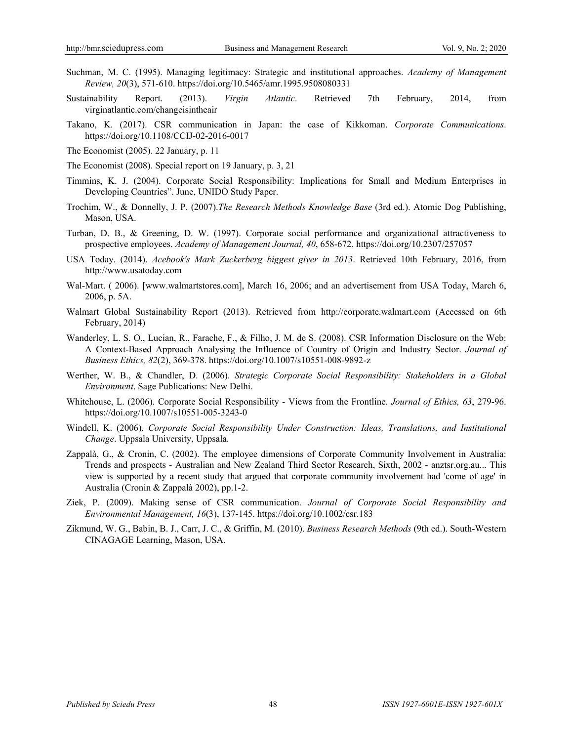Suchman, M. C. (1995). Managing legitimacy: Strategic and institutional approaches. *Academy of Management Review, 20*(3), 571-610. https://doi.org/10.5465/amr.1995.9508080331

Sustainability Report. (2013). *Virgin Atlantic*. Retrieved 7th February, 2014, from virginatlantic.com/changeisintheair

Takano, K. (2017). CSR communication in Japan: the case of Kikkoman. *Corporate Communications*. https://doi.org/10.1108/CCIJ-02-2016-0017

The Economist (2005). 22 January, p. 11

The Economist (2008). Special report on 19 January, p. 3, 21

Timmins, K. J. (2004). Corporate Social Responsibility: Implications for Small and Medium Enterprises in Developing Countries". June, UNIDO Study Paper.

Trochim, W., & Donnelly, J. P. (2007).*The Research Methods Knowledge Base* (3rd ed.). Atomic Dog Publishing, Mason, USA.

Turban, D. B., & Greening, D. W. (1997). Corporate social performance and organizational attractiveness to prospective employees. *Academy of Management Journal, 40*, 658-672. https://doi.org/10.2307/257057

USA Today. (2014). *Acebook's Mark Zuckerberg biggest giver in 2013*. Retrieved 10th February, 2016, from http://www.usatoday.com

Wal-Mart. ( 2006). [www.walmartstores.com], March 16, 2006; and an advertisement from USA Today, March 6, 2006, p. 5A.

Walmart Global Sustainability Report (2013). Retrieved from http://corporate.walmart.com (Accessed on 6th February, 2014)

Wanderley, L. S. O., Lucian, R., Farache, F., & Filho, J. M. de S. (2008). CSR Information Disclosure on the Web: A Context-Based Approach Analysing the Influence of Country of Origin and Industry Sector. *Journal of Business Ethics, 82*(2), 369-378. https://doi.org/10.1007/s10551-008-9892-z

Werther, W. B., & Chandler, D. (2006). *Strategic Corporate Social Responsibility: Stakeholders in a Global Environment*. Sage Publications: New Delhi.

Whitehouse, L. (2006). Corporate Social Responsibility - Views from the Frontline. *Journal of Ethics, 63*, 279-96. https://doi.org/10.1007/s10551-005-3243-0

Windell, K. (2006). *Corporate Social Responsibility Under Construction: Ideas, Translations, and Institutional Change*. Uppsala University, Uppsala.

Zappalà, G., & Cronin, C. (2002). The employee dimensions of Corporate Community Involvement in Australia: Trends and prospects - Australian and New Zealand Third Sector Research, Sixth, 2002 - anztsr.org.au... This view is supported by a recent study that argued that corporate community involvement had 'come of age' in Australia (Cronin & Zappalà 2002), pp.1-2.

Ziek, P. (2009). Making sense of CSR communication. *Journal of Corporate Social Responsibility and Environmental Management, 16*(3), 137-145. https://doi.org/10.1002/csr.183

Zikmund, W. G., Babin, B. J., Carr, J. C., & Griffin, M. (2010). *Business Research Methods* (9th ed.). South-Western CINAGAGE Learning, Mason, USA.